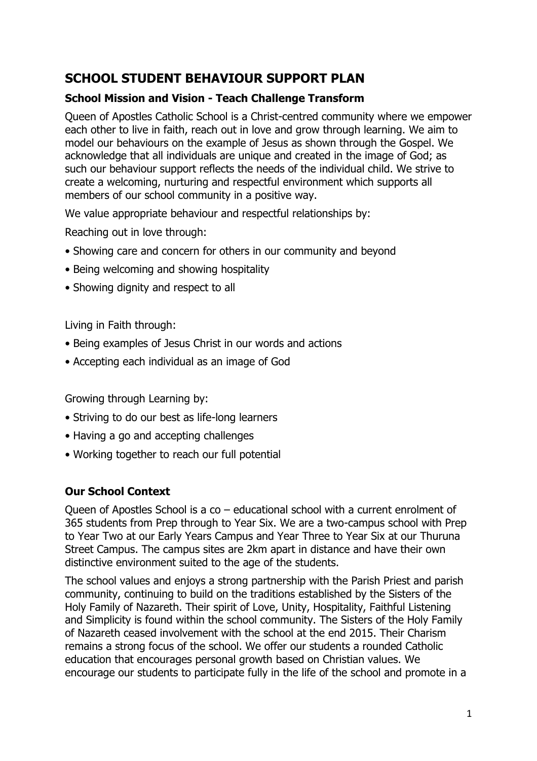# SCHOOL STUDENT BEHAVIOUR SUPPORT PLAN

### School Mission and Vision - Teach Challenge Transform

Queen of Apostles Catholic School is a Christ-centred community where we empower each other to live in faith, reach out in love and grow through learning. We aim to model our behaviours on the example of Jesus as shown through the Gospel. We acknowledge that all individuals are unique and created in the image of God; as such our behaviour support reflects the needs of the individual child. We strive to create a welcoming, nurturing and respectful environment which supports all members of our school community in a positive way.

We value appropriate behaviour and respectful relationships by:

Reaching out in love through:

- Showing care and concern for others in our community and beyond
- Being welcoming and showing hospitality
- Showing dignity and respect to all

Living in Faith through:

- Being examples of Jesus Christ in our words and actions
- Accepting each individual as an image of God

Growing through Learning by:

- Striving to do our best as life-long learners
- Having a go and accepting challenges
- Working together to reach our full potential

### Our School Context

Queen of Apostles School is a co – educational school with a current enrolment of 365 students from Prep through to Year Six. We are a two-campus school with Prep to Year Two at our Early Years Campus and Year Three to Year Six at our Thuruna Street Campus. The campus sites are 2km apart in distance and have their own distinctive environment suited to the age of the students.

The school values and enjoys a strong partnership with the Parish Priest and parish community, continuing to build on the traditions established by the Sisters of the Holy Family of Nazareth. Their spirit of Love, Unity, Hospitality, Faithful Listening and Simplicity is found within the school community. The Sisters of the Holy Family of Nazareth ceased involvement with the school at the end 2015. Their Charism remains a strong focus of the school. We offer our students a rounded Catholic education that encourages personal growth based on Christian values. We encourage our students to participate fully in the life of the school and promote in a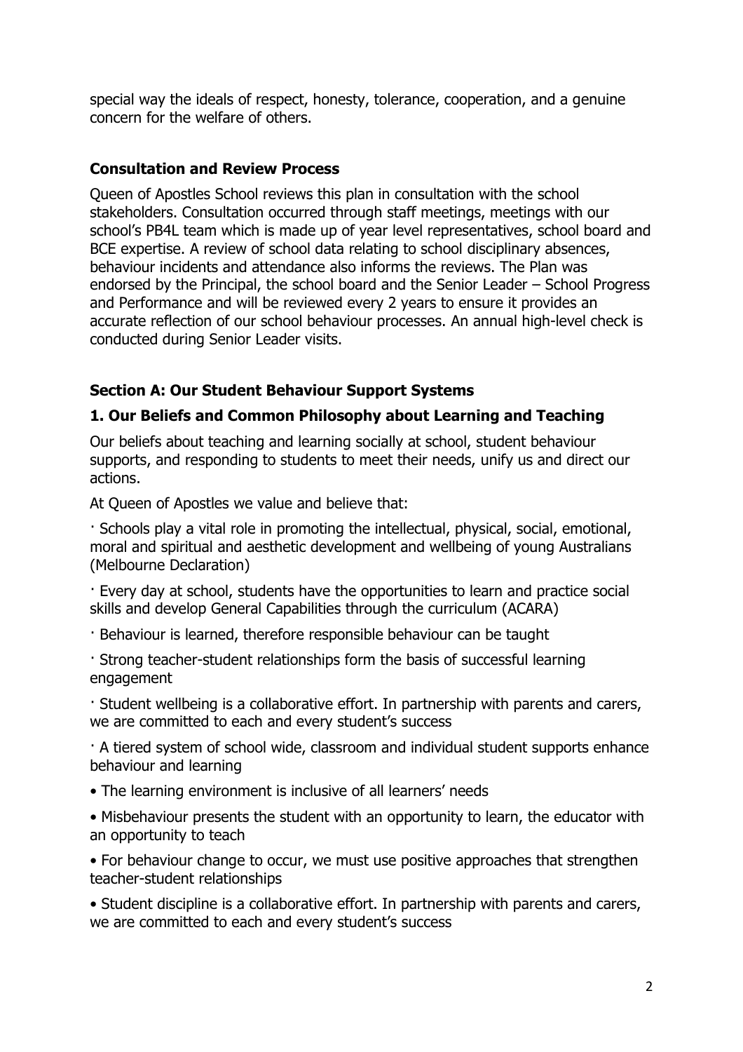special way the ideals of respect, honesty, tolerance, cooperation, and a genuine concern for the welfare of others.

### Consultation and Review Process

Queen of Apostles School reviews this plan in consultation with the school stakeholders. Consultation occurred through staff meetings, meetings with our school's PB4L team which is made up of year level representatives, school board and BCE expertise. A review of school data relating to school disciplinary absences, behaviour incidents and attendance also informs the reviews. The Plan was endorsed by the Principal, the school board and the Senior Leader – School Progress and Performance and will be reviewed every 2 years to ensure it provides an accurate reflection of our school behaviour processes. An annual high-level check is conducted during Senior Leader visits.

### Section A: Our Student Behaviour Support Systems

### 1. Our Beliefs and Common Philosophy about Learning and Teaching

Our beliefs about teaching and learning socially at school, student behaviour supports, and responding to students to meet their needs, unify us and direct our actions.

At Queen of Apostles we value and believe that:

- Schools play a vital role in promoting the intellectual, physical, social, emotional, moral and spiritual and aesthetic development and wellbeing of young Australians (Melbourne Declaration)
- Every day at school, students have the opportunities to learn and practice social skills and develop General Capabilities through the curriculum (ACARA)
- Behaviour is learned, therefore responsible behaviour can be taught
- Strong teacher-student relationships form the basis of successful learning engagement
- Student wellbeing is a collaborative effort. In partnership with parents and carers, we are committed to each and every student's success
- A tiered system of school wide, classroom and individual student supports enhance behaviour and learning
- The learning environment is inclusive of all learners' needs
- Misbehaviour presents the student with an opportunity to learn, the educator with an opportunity to teach
- For behaviour change to occur, we must use positive approaches that strengthen teacher-student relationships
- Student discipline is a collaborative effort. In partnership with parents and carers, we are committed to each and every student's success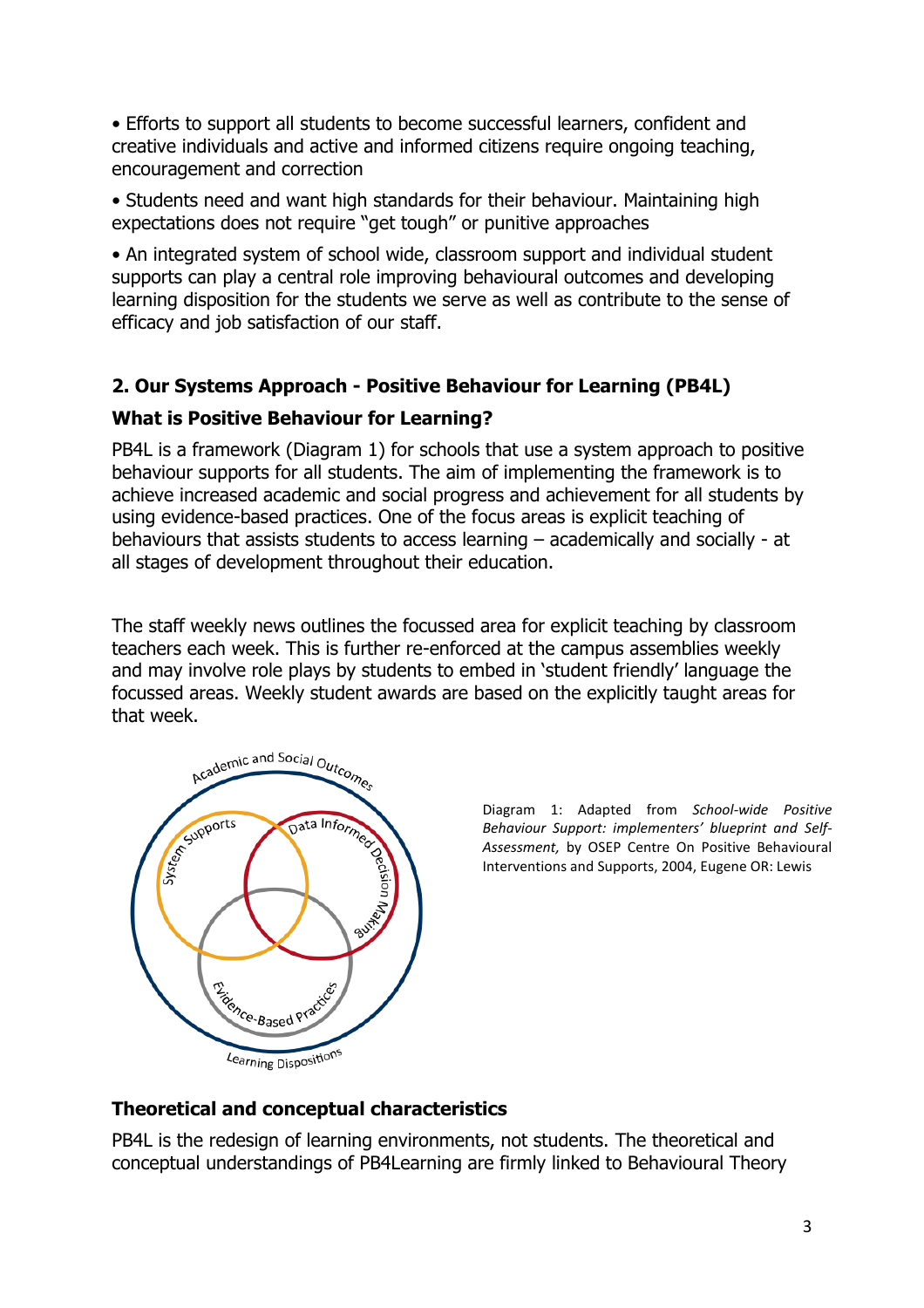- Efforts to support all students to become successful learners, confident and creative individuals and active and informed citizens require ongoing teaching, encouragement and correction
- Students need and want high standards for their behaviour. Maintaining high expectations does not require "get tough" or punitive approaches
- An integrated system of school wide, classroom support and individual student supports can play a central role improving behavioural outcomes and developing learning disposition for the students we serve as well as contribute to the sense of efficacy and job satisfaction of our staff.

## 2. Our Systems Approach - Positive Behaviour for Learning (PB4L)

### What is Positive Behaviour for Learning?

PB4L is a framework (Diagram 1) for schools that use a system approach to positive behaviour supports for all students. The aim of implementing the framework is to achieve increased academic and social progress and achievement for all students by using evidence-based practices. One of the focus areas is explicit teaching of behaviours that assists students to access learning – academically and socially - at all stages of development throughout their education.

The staff weekly news outlines the focussed area for explicit teaching by classroom teachers each week. This is further re-enforced at the campus assemblies weekly and may involve role plays by students to embed in 'student friendly' language the focussed areas. Weekly student awards are based on the explicitly taught areas for that week.

Academic and Social Outcomes

System Supports

Data Informed Decision Making

Evidence-Based Practices

Learning Dispositions

Diagram 1: Adapted from *School-wide Positive Behaviour Support: implementers' blueprint and Self-Assessment,* by OSEP Centre On Positive Behavioural Interventions and Supports, 2004, Eugene OR: Lewis

### Theoretical and conceptual characteristics

PB4L is the redesign of learning environments, not students. The theoretical and conceptual understandings of PB4Learning are firmly linked to Behavioural Theory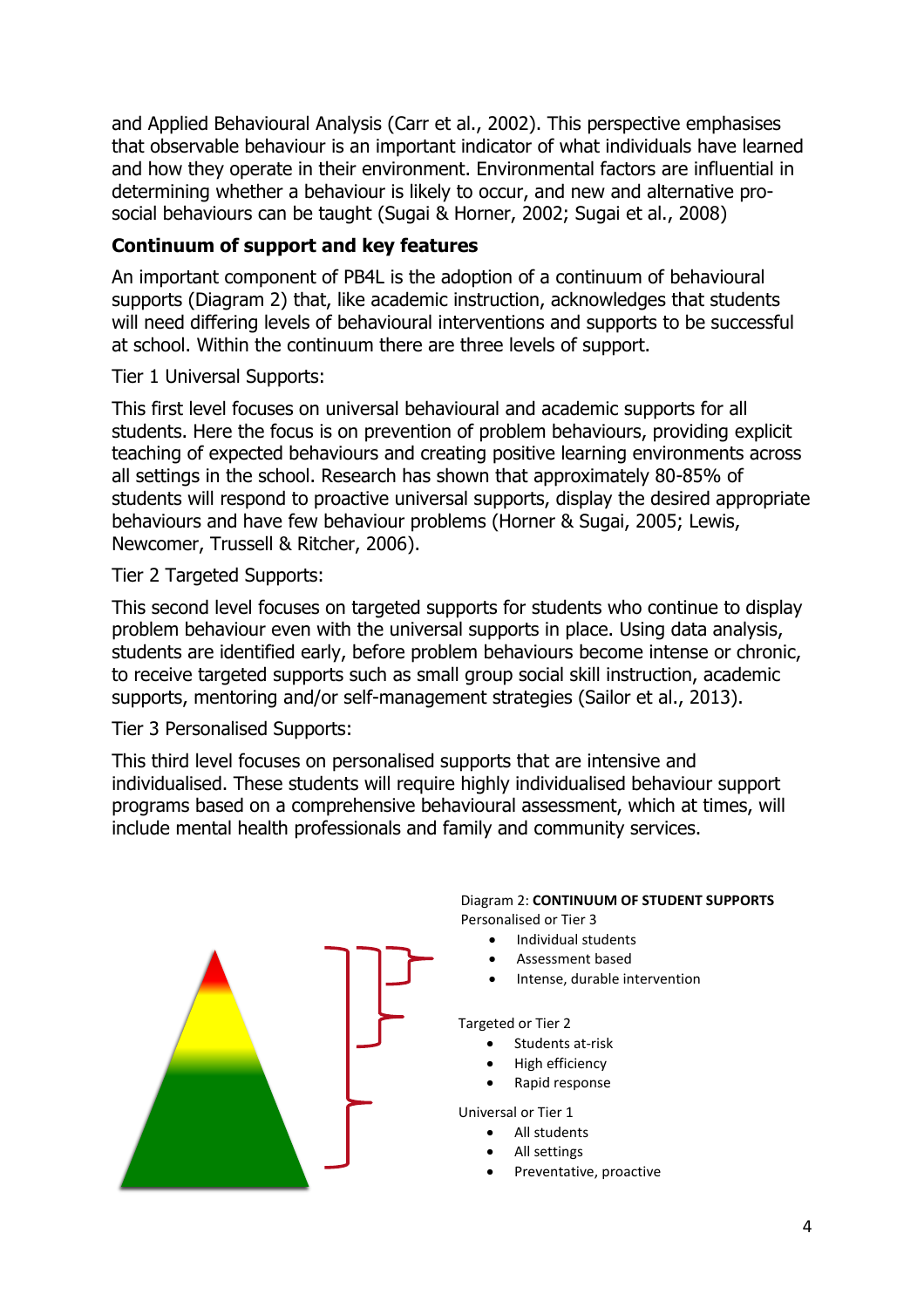and Applied Behavioural Analysis (Carr et al., 2002). This perspective emphasises that observable behaviour is an important indicator of what individuals have learned and how they operate in their environment. Environmental factors are influential in determining whether a behaviour is likely to occur, and new and alternative pro-social behaviours can be taught (Sugai & Horner, 2002; Sugai et al., 2008)

## Continuum of support and key features

An important component of PB4L is the adoption of a continuum of behavioural supports (Diagram 2) that, like academic instruction, acknowledges that students will need differing levels of behavioural interventions and supports to be successful at school. Within the continuum there are three levels of support.

Tier 1 Universal Supports:

This first level focuses on universal behavioural and academic supports for all students. Here the focus is on prevention of problem behaviours, providing explicit teaching of expected behaviours and creating positive learning environments across all settings in the school. Research has shown that approximately 80-85% of students will respond to proactive universal supports, display the desired appropriate behaviours and have few behaviour problems (Horner & Sugai, 2005; Lewis, Newcomer, Trussell & Ritcher, 2006).

Tier 2 Targeted Supports:

This second level focuses on targeted supports for students who continue to display problem behaviour even with the universal supports in place. Using data analysis, students are identified early, before problem behaviours become intense or chronic, to receive targeted supports such as small group social skill instruction, academic supports, mentoring and/or self-management strategies (Sailor et al., 2013).

Tier 3 Personalised Supports:

This third level focuses on personalised supports that are intensive and individualised. These students will require highly individualised behaviour support programs based on a comprehensive behavioural assessment, which at times, will include mental health professionals and family and community services.

Diagram 2: **CONTINUUM OF STUDENT SUPPORTS**

Personalised or Tier 3

- Individual students
- Assessment based
- Intense, durable intervention

Targeted or Tier 2

- Students at-risk
- High efficiency
- Rapid response

Universal or Tier 1

- All students
- All settings
- Preventative, proactive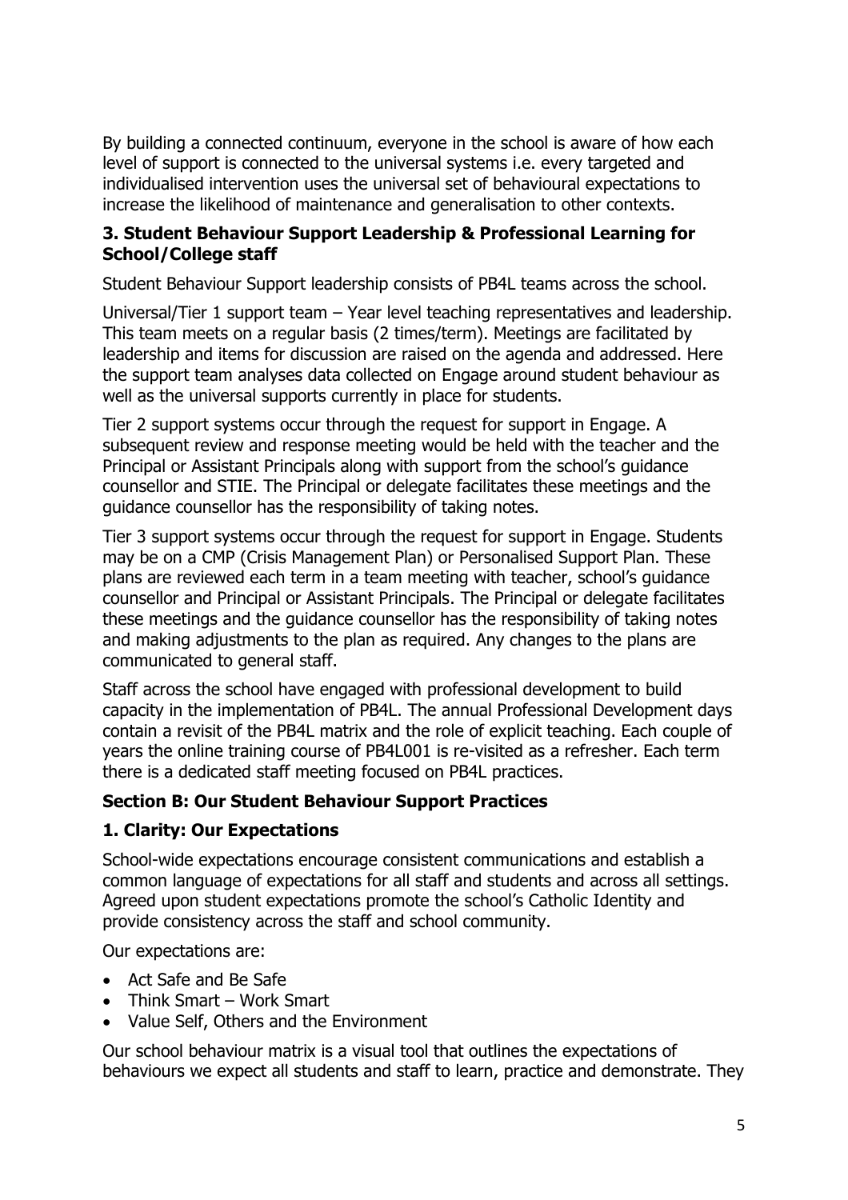By building a connected continuum, everyone in the school is aware of how each level of support is connected to the universal systems i.e. every targeted and individualised intervention uses the universal set of behavioural expectations to increase the likelihood of maintenance and generalisation to other contexts.

### 3. Student Behaviour Support Leadership & Professional Learning for School/College staff

Student Behaviour Support leadership consists of PB4L teams across the school.

Universal/Tier 1 support team – Year level teaching representatives and leadership. This team meets on a regular basis (2 times/term). Meetings are facilitated by leadership and items for discussion are raised on the agenda and addressed. Here the support team analyses data collected on Engage around student behaviour as well as the universal supports currently in place for students.

Tier 2 support systems occur through the request for support in Engage. A subsequent review and response meeting would be held with the teacher and the Principal or Assistant Principals along with support from the school's guidance counsellor and STIE. The Principal or delegate facilitates these meetings and the guidance counsellor has the responsibility of taking notes.

Tier 3 support systems occur through the request for support in Engage. Students may be on a CMP (Crisis Management Plan) or Personalised Support Plan. These plans are reviewed each term in a team meeting with teacher, school's guidance counsellor and Principal or Assistant Principals. The Principal or delegate facilitates these meetings and the guidance counsellor has the responsibility of taking notes and making adjustments to the plan as required. Any changes to the plans are communicated to general staff.

Staff across the school have engaged with professional development to build capacity in the implementation of PB4L. The annual Professional Development days contain a revisit of the PB4L matrix and the role of explicit teaching. Each couple of years the online training course of PB4L001 is re-visited as a refresher. Each term there is a dedicated staff meeting focused on PB4L practices.

## Section B: Our Student Behaviour Support Practices

### 1. Clarity: Our Expectations

School-wide expectations encourage consistent communications and establish a common language of expectations for all staff and students and across all settings. Agreed upon student expectations promote the school's Catholic Identity and provide consistency across the staff and school community.

Our expectations are:

- Act Safe and Be Safe
- Think Smart – Work Smart
- Value Self, Others and the Environment

Our school behaviour matrix is a visual tool that outlines the expectations of behaviours we expect all students and staff to learn, practice and demonstrate. They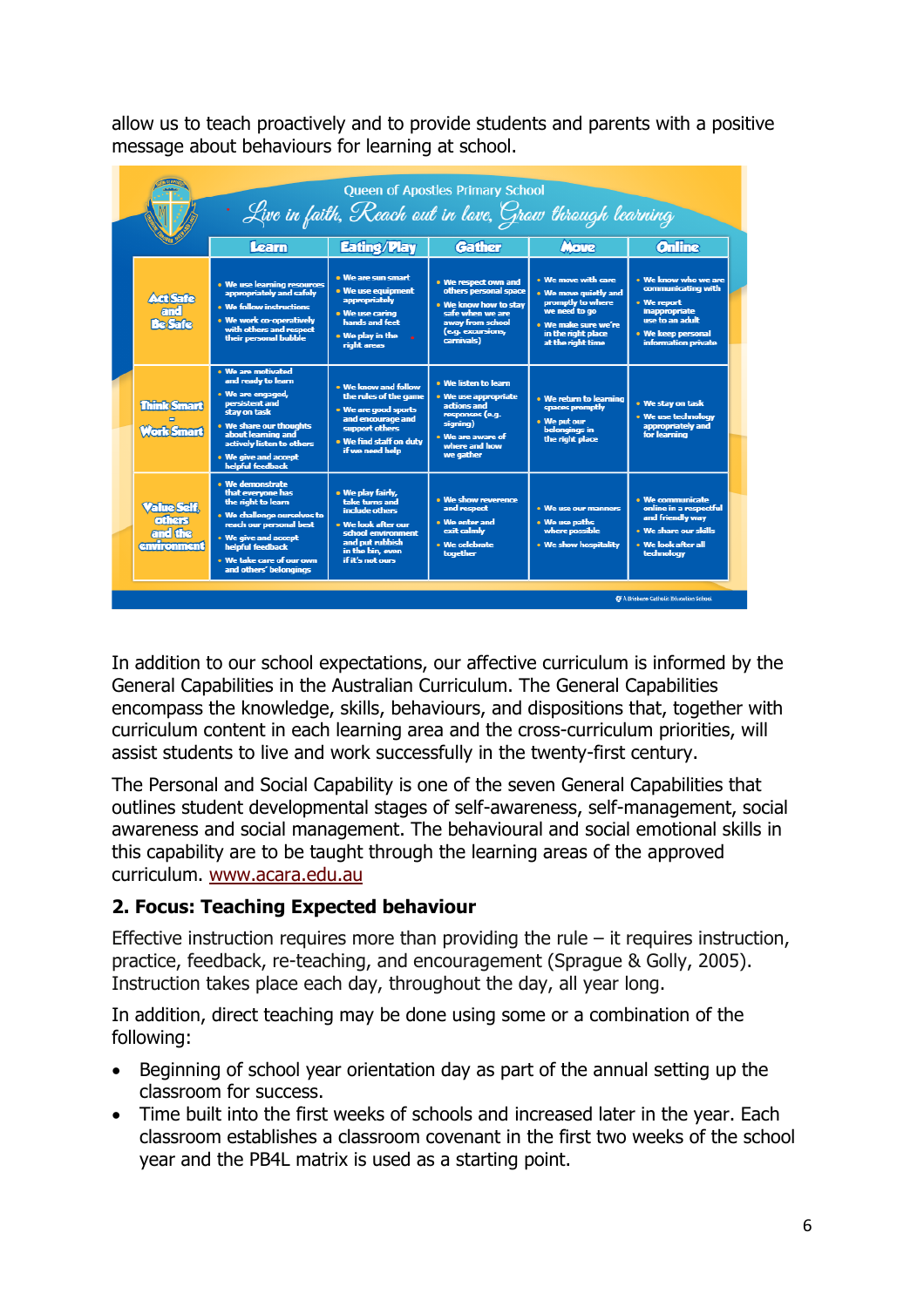allow us to teach proactively and to provide students and parents with a positive message about behaviours for learning at school.

Queen of Apostles Primary School

*Live in faith, Reach out in love, Grow through learning*

| | Learn | Eating/Play | Gather | Move | Online |
|---|---|---|---|---|---|
| **Act Safe and Be Safe** | • We use learning resources appropriately and safely<br>• We follow instructions<br>• We work co-operatively with others and respect their personal bubble | • We are sun smart<br>• We use equipment appropriately<br>• We use caring hands and feet<br>• We play in the right areas | • We respect own and others personal space<br>• We know how to stay safe when we are away from school (e.g. excursions, carnivals) | • We move with care<br>• We move quietly and promptly to where we need to go<br>• We make sure we're in the right place at the right time | • We know who we are communicating with<br>• We report inappropriate use to an adult<br>• We keep personal information private |
| **Think Smart = Work Smart** | • We are motivated and ready to learn<br>• We are engaged, persistent and stay on task<br>• We share our thoughts about learning and actively listen to others<br>• We give and accept helpful feedback | • We know and follow the rules of the game<br>• We are good sports and encourage and support others<br>• We find staff on duty if we need help | • We listen to learn<br>• We use appropriate actions and responses (e.g. signing)<br>• We are aware of where and how we gather | • We return to learning spaces promptly<br>• We put our belongings in the right place | • We stay on task<br>• We use technology appropriately and for learning |
| **Value Self, others and the environment** | • We demonstrate that everyone has the right to learn<br>• We challenge ourselves to reach our personal best<br>• We give and accept helpful feedback<br>• We take care of our own and others' belongings | • We play fairly, take turns and include others<br>• We look after our school environment and put rubbish in the bin, even if it's not ours | • We show reverence and respect<br>• We enter and exit calmly<br>• We celebrate together | • We use our manners<br>• We use paths where possible<br>• We show hospitality | • We communicate online in a respectful and friendly way<br>• We share our skills<br>• We look after all technology |

A Brisbane Catholic Education School

In addition to our school expectations, our affective curriculum is informed by the General Capabilities in the Australian Curriculum. The General Capabilities encompass the knowledge, skills, behaviours, and dispositions that, together with curriculum content in each learning area and the cross-curriculum priorities, will assist students to live and work successfully in the twenty-first century.

The Personal and Social Capability is one of the seven General Capabilities that outlines student developmental stages of self-awareness, self-management, social awareness and social management. The behavioural and social emotional skills in this capability are to be taught through the learning areas of the approved curriculum. www.acara.edu.au

## 2. Focus: Teaching Expected behaviour

Effective instruction requires more than providing the rule – it requires instruction, practice, feedback, re-teaching, and encouragement (Sprague & Golly, 2005). Instruction takes place each day, throughout the day, all year long.

In addition, direct teaching may be done using some or a combination of the following:

- Beginning of school year orientation day as part of the annual setting up the classroom for success.
- Time built into the first weeks of schools and increased later in the year. Each classroom establishes a classroom covenant in the first two weeks of the school year and the PB4L matrix is used as a starting point.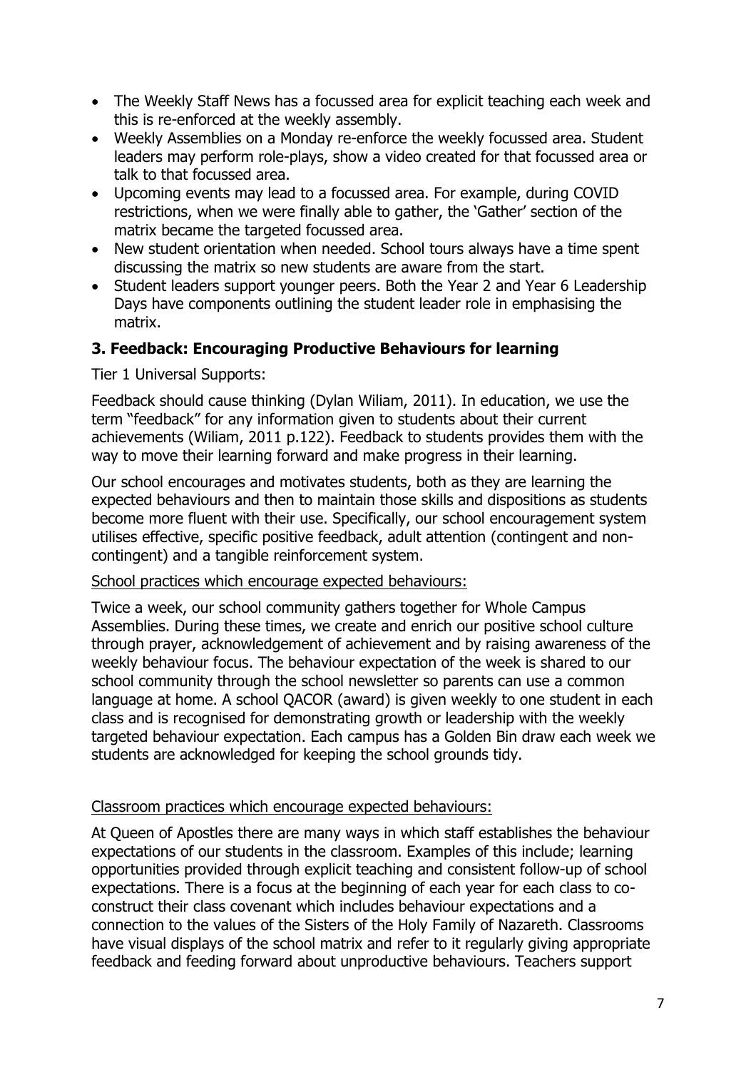- The Weekly Staff News has a focussed area for explicit teaching each week and this is re-enforced at the weekly assembly.
- Weekly Assemblies on a Monday re-enforce the weekly focussed area. Student leaders may perform role-plays, show a video created for that focussed area or talk to that focussed area.
- Upcoming events may lead to a focussed area. For example, during COVID restrictions, when we were finally able to gather, the 'Gather' section of the matrix became the targeted focussed area.
- New student orientation when needed. School tours always have a time spent discussing the matrix so new students are aware from the start.
- Student leaders support younger peers. Both the Year 2 and Year 6 Leadership Days have components outlining the student leader role in emphasising the matrix.

### 3. Feedback: Encouraging Productive Behaviours for learning

Tier 1 Universal Supports:

Feedback should cause thinking (Dylan Wiliam, 2011). In education, we use the term "feedback" for any information given to students about their current achievements (Wiliam, 2011 p.122). Feedback to students provides them with the way to move their learning forward and make progress in their learning.

Our school encourages and motivates students, both as they are learning the expected behaviours and then to maintain those skills and dispositions as students become more fluent with their use. Specifically, our school encouragement system utilises effective, specific positive feedback, adult attention (contingent and non-contingent) and a tangible reinforcement system.

<u>School practices which encourage expected behaviours:</u>

Twice a week, our school community gathers together for Whole Campus Assemblies. During these times, we create and enrich our positive school culture through prayer, acknowledgement of achievement and by raising awareness of the weekly behaviour focus. The behaviour expectation of the week is shared to our school community through the school newsletter so parents can use a common language at home. A school QACOR (award) is given weekly to one student in each class and is recognised for demonstrating growth or leadership with the weekly targeted behaviour expectation. Each campus has a Golden Bin draw each week we students are acknowledged for keeping the school grounds tidy.

<u>Classroom practices which encourage expected behaviours:</u>

At Queen of Apostles there are many ways in which staff establishes the behaviour expectations of our students in the classroom. Examples of this include; learning opportunities provided through explicit teaching and consistent follow-up of school expectations. There is a focus at the beginning of each year for each class to co-construct their class covenant which includes behaviour expectations and a connection to the values of the Sisters of the Holy Family of Nazareth. Classrooms have visual displays of the school matrix and refer to it regularly giving appropriate feedback and feeding forward about unproductive behaviours. Teachers support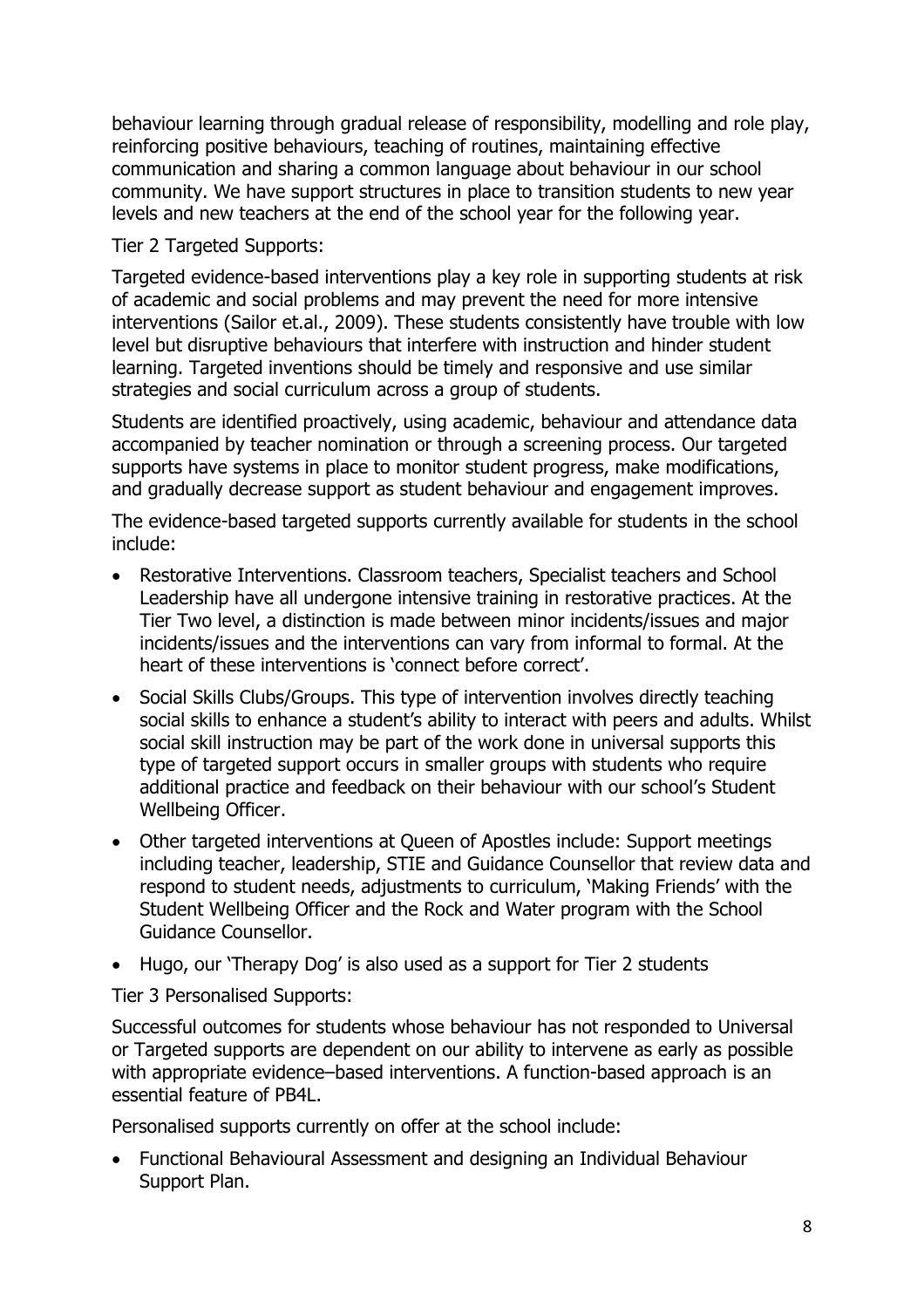behaviour learning through gradual release of responsibility, modelling and role play, reinforcing positive behaviours, teaching of routines, maintaining effective communication and sharing a common language about behaviour in our school community. We have support structures in place to transition students to new year levels and new teachers at the end of the school year for the following year.

Tier 2 Targeted Supports:

Targeted evidence-based interventions play a key role in supporting students at risk of academic and social problems and may prevent the need for more intensive interventions (Sailor et.al., 2009). These students consistently have trouble with low level but disruptive behaviours that interfere with instruction and hinder student learning. Targeted inventions should be timely and responsive and use similar strategies and social curriculum across a group of students.

Students are identified proactively, using academic, behaviour and attendance data accompanied by teacher nomination or through a screening process. Our targeted supports have systems in place to monitor student progress, make modifications, and gradually decrease support as student behaviour and engagement improves.

The evidence-based targeted supports currently available for students in the school include:

- Restorative Interventions. Classroom teachers, Specialist teachers and School Leadership have all undergone intensive training in restorative practices. At the Tier Two level, a distinction is made between minor incidents/issues and major incidents/issues and the interventions can vary from informal to formal. At the heart of these interventions is 'connect before correct'.
- Social Skills Clubs/Groups. This type of intervention involves directly teaching social skills to enhance a student's ability to interact with peers and adults. Whilst social skill instruction may be part of the work done in universal supports this type of targeted support occurs in smaller groups with students who require additional practice and feedback on their behaviour with our school's Student Wellbeing Officer.
- Other targeted interventions at Queen of Apostles include: Support meetings including teacher, leadership, STIE and Guidance Counsellor that review data and respond to student needs, adjustments to curriculum, 'Making Friends' with the Student Wellbeing Officer and the Rock and Water program with the School Guidance Counsellor.
- Hugo, our 'Therapy Dog' is also used as a support for Tier 2 students

Tier 3 Personalised Supports:

Successful outcomes for students whose behaviour has not responded to Universal or Targeted supports are dependent on our ability to intervene as early as possible with appropriate evidence–based interventions. A function-based approach is an essential feature of PB4L.

Personalised supports currently on offer at the school include:

- Functional Behavioural Assessment and designing an Individual Behaviour Support Plan.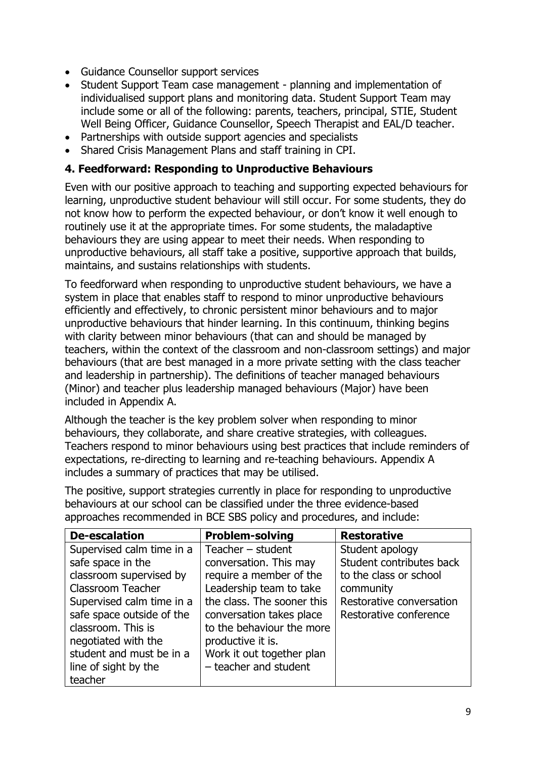- Guidance Counsellor support services
- Student Support Team case management - planning and implementation of individualised support plans and monitoring data. Student Support Team may include some or all of the following: parents, teachers, principal, STIE, Student Well Being Officer, Guidance Counsellor, Speech Therapist and EAL/D teacher.
- Partnerships with outside support agencies and specialists
- Shared Crisis Management Plans and staff training in CPI.

### 4. Feedforward: Responding to Unproductive Behaviours

Even with our positive approach to teaching and supporting expected behaviours for learning, unproductive student behaviour will still occur. For some students, they do not know how to perform the expected behaviour, or don't know it well enough to routinely use it at the appropriate times. For some students, the maladaptive behaviours they are using appear to meet their needs. When responding to unproductive behaviours, all staff take a positive, supportive approach that builds, maintains, and sustains relationships with students.

To feedforward when responding to unproductive student behaviours, we have a system in place that enables staff to respond to minor unproductive behaviours efficiently and effectively, to chronic persistent minor behaviours and to major unproductive behaviours that hinder learning. In this continuum, thinking begins with clarity between minor behaviours (that can and should be managed by teachers, within the context of the classroom and non-classroom settings) and major behaviours (that are best managed in a more private setting with the class teacher and leadership in partnership). The definitions of teacher managed behaviours (Minor) and teacher plus leadership managed behaviours (Major) have been included in Appendix A.

Although the teacher is the key problem solver when responding to minor behaviours, they collaborate, and share creative strategies, with colleagues. Teachers respond to minor behaviours using best practices that include reminders of expectations, re-directing to learning and re-teaching behaviours. Appendix A includes a summary of practices that may be utilised.

The positive, support strategies currently in place for responding to unproductive behaviours at our school can be classified under the three evidence-based approaches recommended in BCE SBS policy and procedures, and include:

| De-escalation | Problem-solving | Restorative |
|---|---|---|
| Supervised calm time in a safe space in the classroom supervised by Classroom Teacher<br>Supervised calm time in a safe space outside of the classroom. This is negotiated with the student and must be in a line of sight by the teacher | Teacher – student conversation. This may require a member of the Leadership team to take the class. The sooner this conversation takes place to the behaviour the more productive it is.<br>Work it out together plan – teacher and student | Student apology<br>Student contributes back to the class or school community<br>Restorative conversation<br>Restorative conference |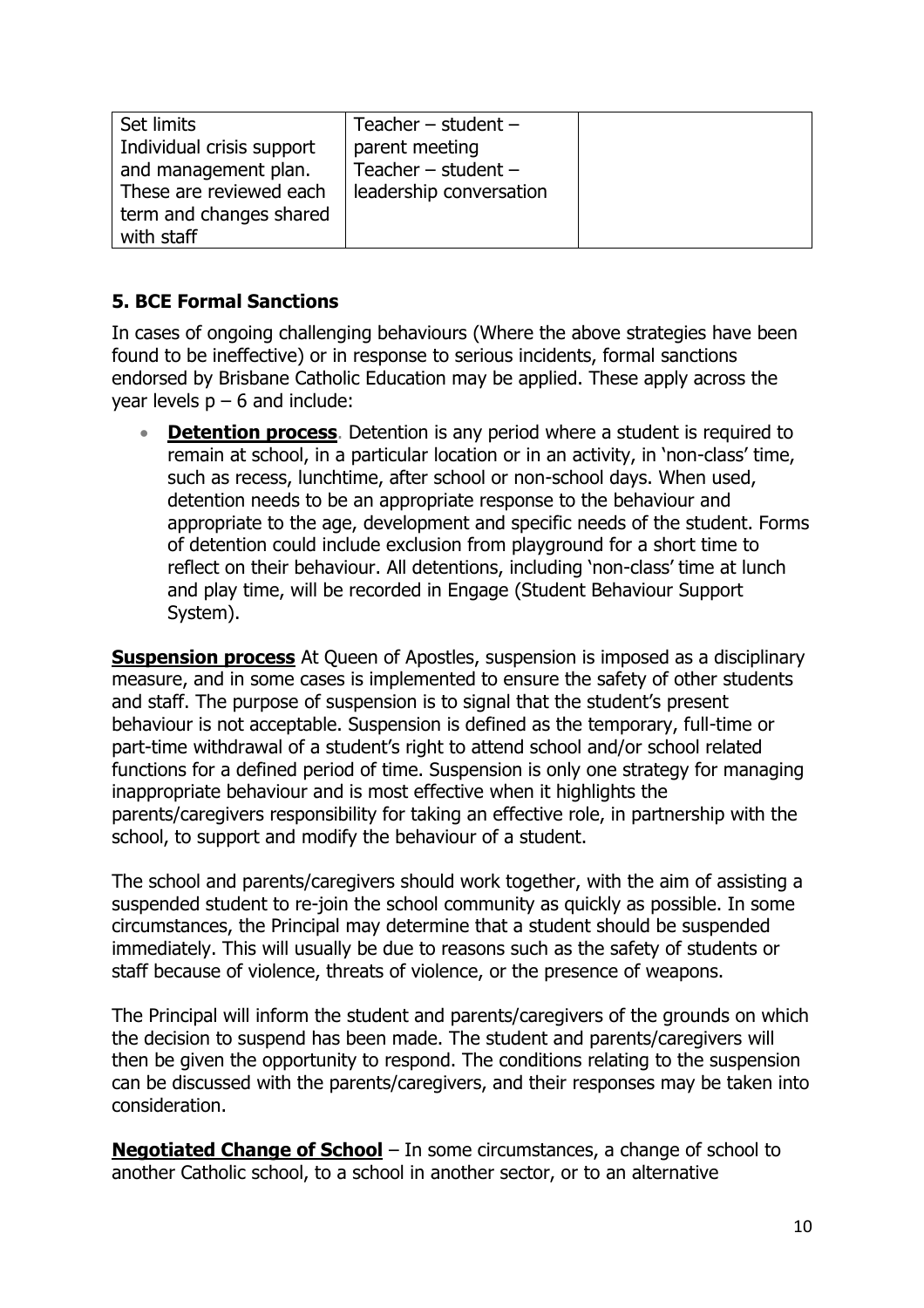| Set limits<br>Individual crisis support and management plan. These are reviewed each term and changes shared with staff | Teacher – student – parent meeting<br>Teacher – student – leadership conversation | |
|---|---|---|

### 5. BCE Formal Sanctions

In cases of ongoing challenging behaviours (Where the above strategies have been found to be ineffective) or in response to serious incidents, formal sanctions endorsed by Brisbane Catholic Education may be applied. These apply across the year levels p – 6 and include:

- **Detention process**. Detention is any period where a student is required to remain at school, in a particular location or in an activity, in 'non-class' time, such as recess, lunchtime, after school or non-school days. When used, detention needs to be an appropriate response to the behaviour and appropriate to the age, development and specific needs of the student. Forms of detention could include exclusion from playground for a short time to reflect on their behaviour. All detentions, including 'non-class' time at lunch and play time, will be recorded in Engage (Student Behaviour Support System).

**Suspension process** At Queen of Apostles, suspension is imposed as a disciplinary measure, and in some cases is implemented to ensure the safety of other students and staff. The purpose of suspension is to signal that the student's present behaviour is not acceptable. Suspension is defined as the temporary, full-time or part-time withdrawal of a student's right to attend school and/or school related functions for a defined period of time. Suspension is only one strategy for managing inappropriate behaviour and is most effective when it highlights the parents/caregivers responsibility for taking an effective role, in partnership with the school, to support and modify the behaviour of a student.

The school and parents/caregivers should work together, with the aim of assisting a suspended student to re-join the school community as quickly as possible. In some circumstances, the Principal may determine that a student should be suspended immediately. This will usually be due to reasons such as the safety of students or staff because of violence, threats of violence, or the presence of weapons.

The Principal will inform the student and parents/caregivers of the grounds on which the decision to suspend has been made. The student and parents/caregivers will then be given the opportunity to respond. The conditions relating to the suspension can be discussed with the parents/caregivers, and their responses may be taken into consideration.

**Negotiated Change of School** – In some circumstances, a change of school to another Catholic school, to a school in another sector, or to an alternative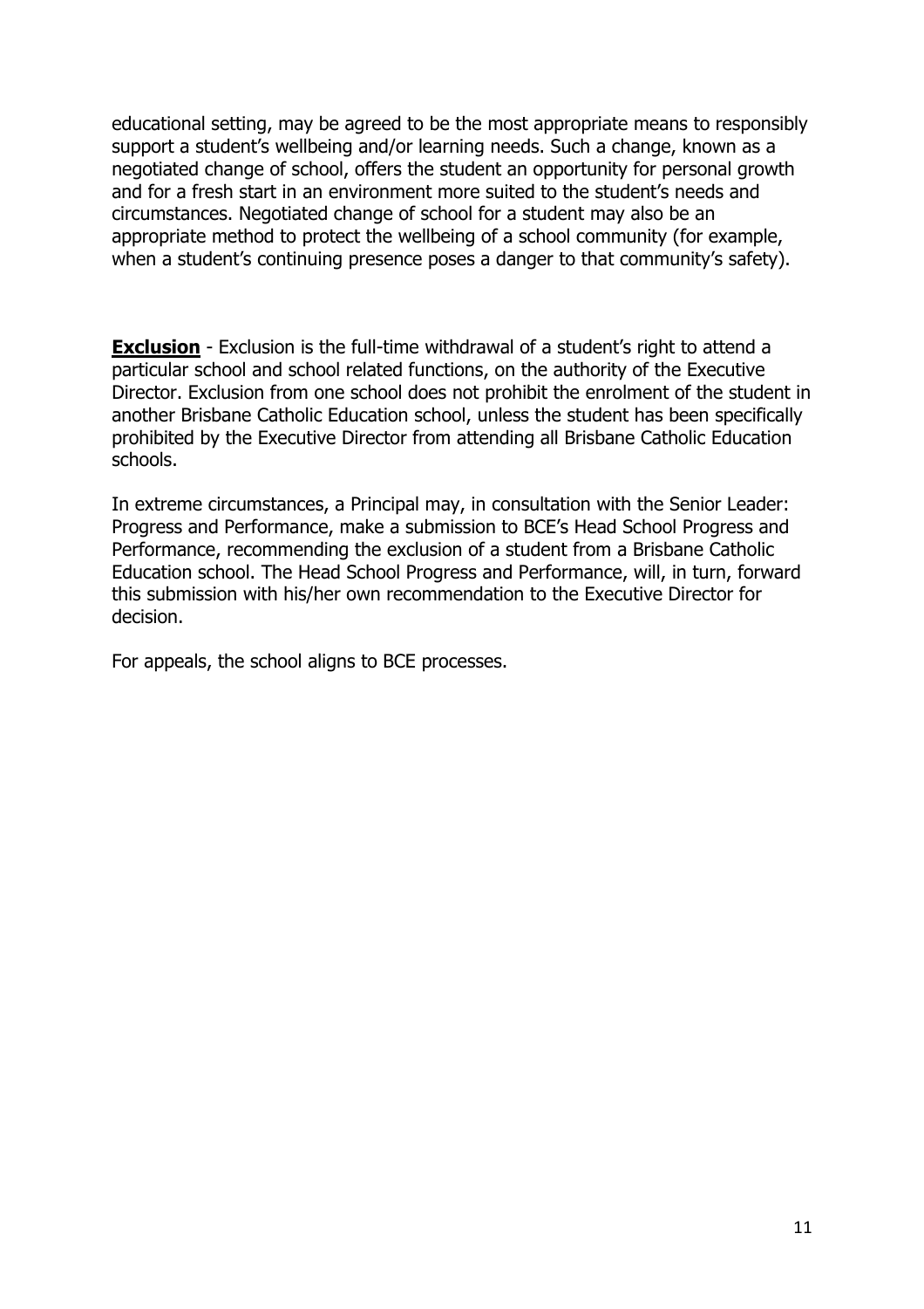educational setting, may be agreed to be the most appropriate means to responsibly support a student's wellbeing and/or learning needs. Such a change, known as a negotiated change of school, offers the student an opportunity for personal growth and for a fresh start in an environment more suited to the student's needs and circumstances. Negotiated change of school for a student may also be an appropriate method to protect the wellbeing of a school community (for example, when a student's continuing presence poses a danger to that community's safety).

**Exclusion** - Exclusion is the full-time withdrawal of a student's right to attend a particular school and school related functions, on the authority of the Executive Director. Exclusion from one school does not prohibit the enrolment of the student in another Brisbane Catholic Education school, unless the student has been specifically prohibited by the Executive Director from attending all Brisbane Catholic Education schools.

In extreme circumstances, a Principal may, in consultation with the Senior Leader: Progress and Performance, make a submission to BCE's Head School Progress and Performance, recommending the exclusion of a student from a Brisbane Catholic Education school. The Head School Progress and Performance, will, in turn, forward this submission with his/her own recommendation to the Executive Director for decision.

For appeals, the school aligns to BCE processes.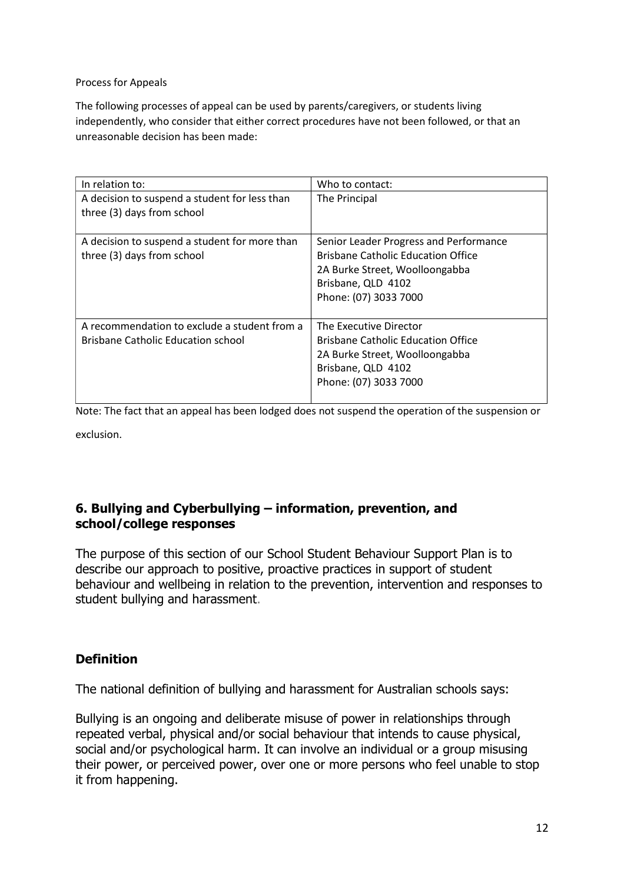Process for Appeals

The following processes of appeal can be used by parents/caregivers, or students living independently, who consider that either correct procedures have not been followed, or that an unreasonable decision has been made:

| In relation to: | Who to contact: |
| --- | --- |
| A decision to suspend a student for less than three (3) days from school | The Principal |
| A decision to suspend a student for more than three (3) days from school | Senior Leader Progress and Performance<br>Brisbane Catholic Education Office<br>2A Burke Street, Woolloongabba<br>Brisbane, QLD 4102<br>Phone: (07) 3033 7000 |
| A recommendation to exclude a student from a Brisbane Catholic Education school | The Executive Director<br>Brisbane Catholic Education Office<br>2A Burke Street, Woolloongabba<br>Brisbane, QLD 4102<br>Phone: (07) 3033 7000 |

Note: The fact that an appeal has been lodged does not suspend the operation of the suspension or exclusion.

## 6. Bullying and Cyberbullying – information, prevention, and school/college responses

The purpose of this section of our School Student Behaviour Support Plan is to describe our approach to positive, proactive practices in support of student behaviour and wellbeing in relation to the prevention, intervention and responses to student bullying and harassment.

### Definition

The national definition of bullying and harassment for Australian schools says:

Bullying is an ongoing and deliberate misuse of power in relationships through repeated verbal, physical and/or social behaviour that intends to cause physical, social and/or psychological harm. It can involve an individual or a group misusing their power, or perceived power, over one or more persons who feel unable to stop it from happening.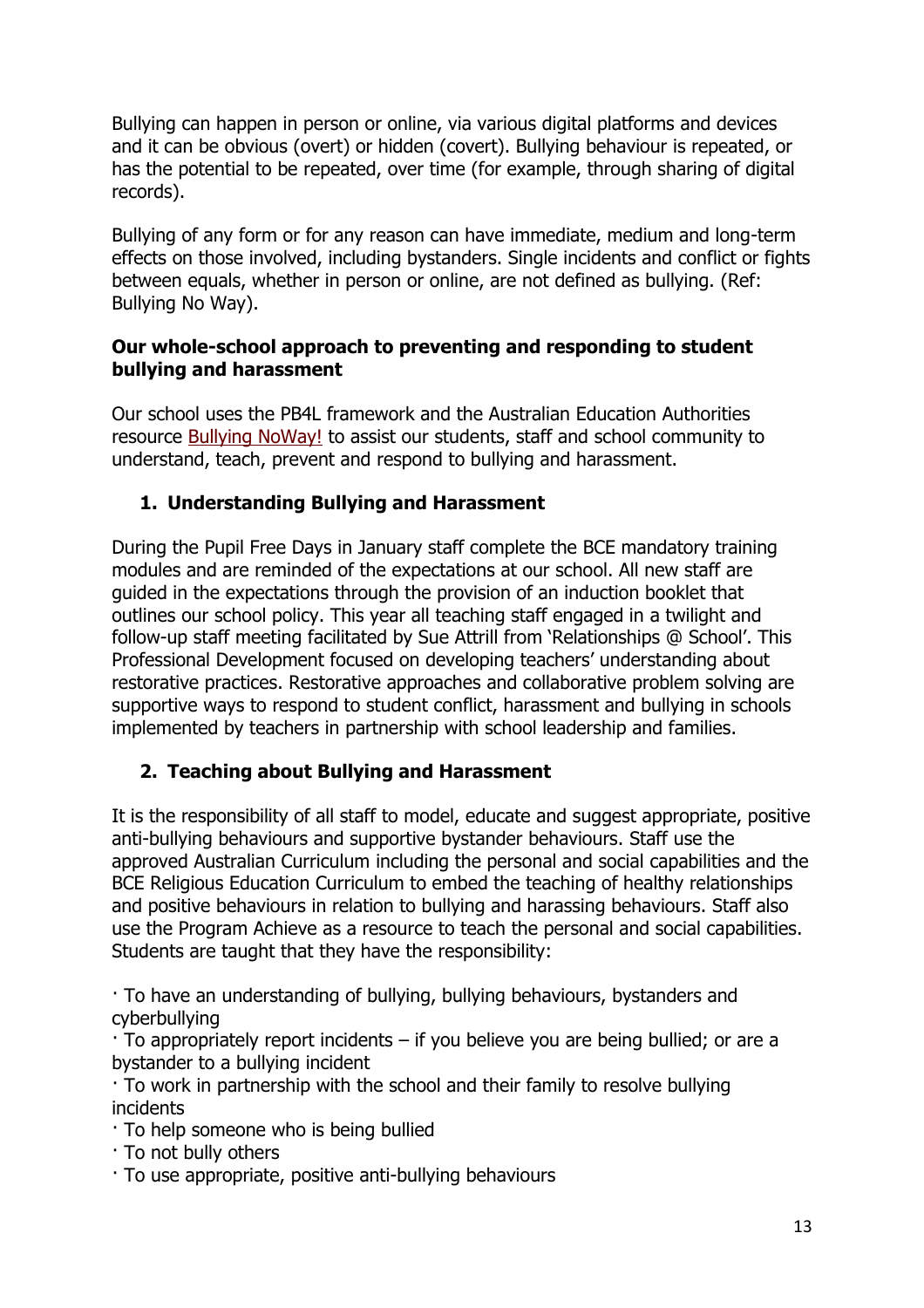Bullying can happen in person or online, via various digital platforms and devices and it can be obvious (overt) or hidden (covert). Bullying behaviour is repeated, or has the potential to be repeated, over time (for example, through sharing of digital records).

Bullying of any form or for any reason can have immediate, medium and long-term effects on those involved, including bystanders. Single incidents and conflict or fights between equals, whether in person or online, are not defined as bullying. (Ref: Bullying No Way).

**Our whole-school approach to preventing and responding to student bullying and harassment**

Our school uses the PB4L framework and the Australian Education Authorities resource [Bullying NoWay!] to assist our students, staff and school community to understand, teach, prevent and respond to bullying and harassment.

## 1. Understanding Bullying and Harassment

During the Pupil Free Days in January staff complete the BCE mandatory training modules and are reminded of the expectations at our school. All new staff are guided in the expectations through the provision of an induction booklet that outlines our school policy. This year all teaching staff engaged in a twilight and follow-up staff meeting facilitated by Sue Attrill from 'Relationships @ School'. This Professional Development focused on developing teachers' understanding about restorative practices. Restorative approaches and collaborative problem solving are supportive ways to respond to student conflict, harassment and bullying in schools implemented by teachers in partnership with school leadership and families.

## 2. Teaching about Bullying and Harassment

It is the responsibility of all staff to model, educate and suggest appropriate, positive anti-bullying behaviours and supportive bystander behaviours. Staff use the approved Australian Curriculum including the personal and social capabilities and the BCE Religious Education Curriculum to embed the teaching of healthy relationships and positive behaviours in relation to bullying and harassing behaviours. Staff also use the Program Achieve as a resource to teach the personal and social capabilities. Students are taught that they have the responsibility:

- To have an understanding of bullying, bullying behaviours, bystanders and cyberbullying
- To appropriately report incidents – if you believe you are being bullied; or are a bystander to a bullying incident
- To work in partnership with the school and their family to resolve bullying incidents
- To help someone who is being bullied
- To not bully others
- To use appropriate, positive anti-bullying behaviours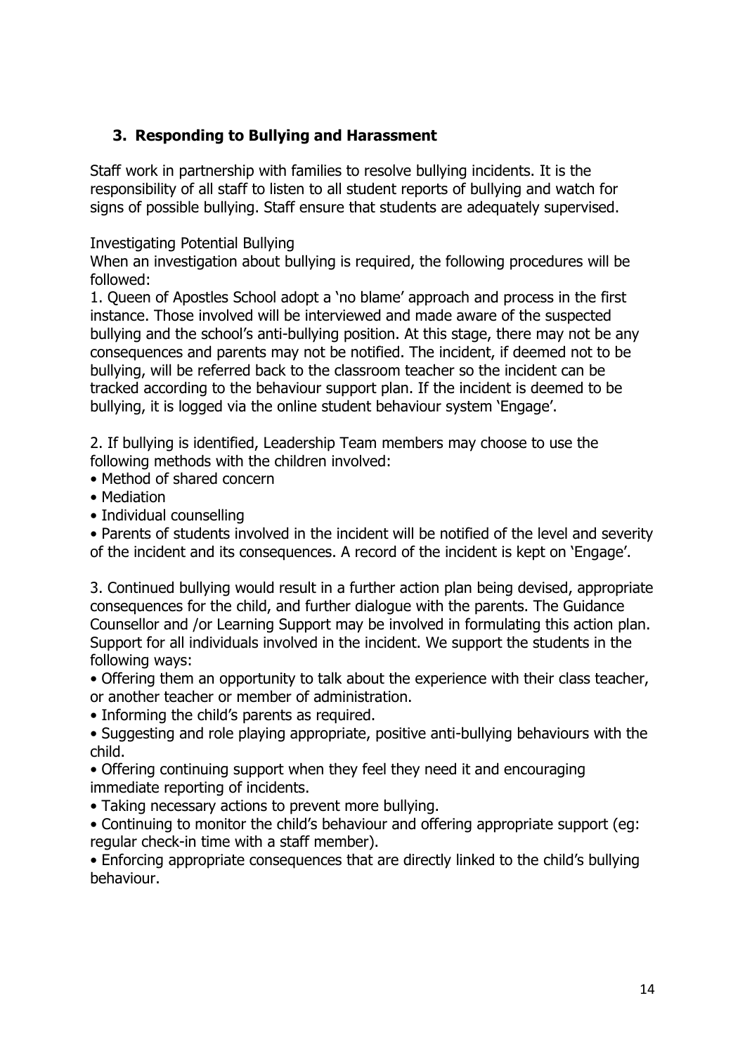## 3. Responding to Bullying and Harassment

Staff work in partnership with families to resolve bullying incidents. It is the responsibility of all staff to listen to all student reports of bullying and watch for signs of possible bullying. Staff ensure that students are adequately supervised.

Investigating Potential Bullying

When an investigation about bullying is required, the following procedures will be followed:

1. Queen of Apostles School adopt a 'no blame' approach and process in the first instance. Those involved will be interviewed and made aware of the suspected bullying and the school's anti-bullying position. At this stage, there may not be any consequences and parents may not be notified. The incident, if deemed not to be bullying, will be referred back to the classroom teacher so the incident can be tracked according to the behaviour support plan. If the incident is deemed to be bullying, it is logged via the online student behaviour system 'Engage'.

2. If bullying is identified, Leadership Team members may choose to use the following methods with the children involved:

- Method of shared concern
- Mediation
- Individual counselling
- Parents of students involved in the incident will be notified of the level and severity of the incident and its consequences. A record of the incident is kept on 'Engage'.

3. Continued bullying would result in a further action plan being devised, appropriate consequences for the child, and further dialogue with the parents. The Guidance Counsellor and /or Learning Support may be involved in formulating this action plan. Support for all individuals involved in the incident. We support the students in the following ways:

- Offering them an opportunity to talk about the experience with their class teacher, or another teacher or member of administration.
- Informing the child's parents as required.
- Suggesting and role playing appropriate, positive anti-bullying behaviours with the child.
- Offering continuing support when they feel they need it and encouraging immediate reporting of incidents.
- Taking necessary actions to prevent more bullying.
- Continuing to monitor the child's behaviour and offering appropriate support (eg: regular check-in time with a staff member).
- Enforcing appropriate consequences that are directly linked to the child's bullying behaviour.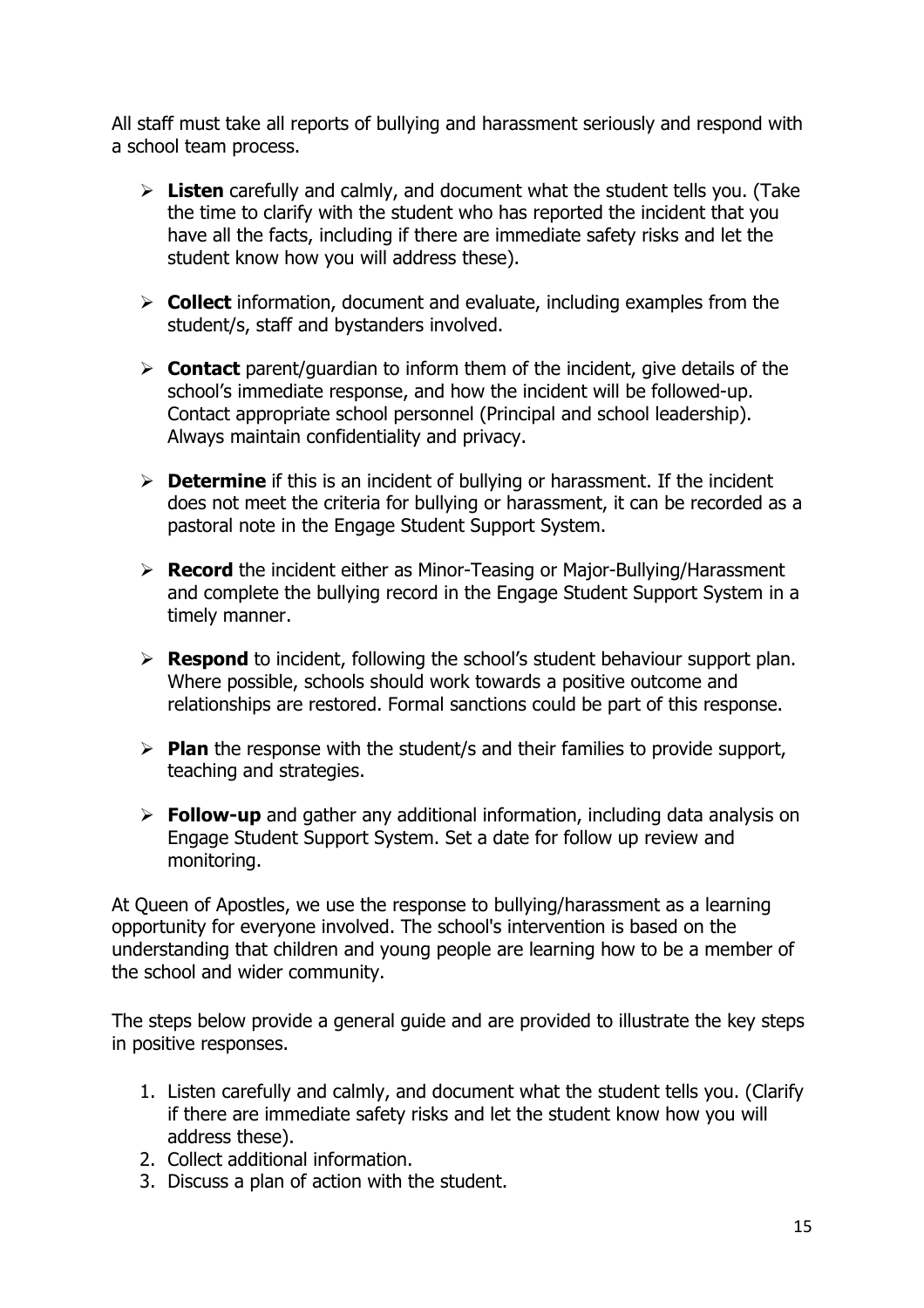All staff must take all reports of bullying and harassment seriously and respond with a school team process.

- **Listen** carefully and calmly, and document what the student tells you. (Take the time to clarify with the student who has reported the incident that you have all the facts, including if there are immediate safety risks and let the student know how you will address these).
- **Collect** information, document and evaluate, including examples from the student/s, staff and bystanders involved.
- **Contact** parent/guardian to inform them of the incident, give details of the school's immediate response, and how the incident will be followed-up. Contact appropriate school personnel (Principal and school leadership). Always maintain confidentiality and privacy.
- **Determine** if this is an incident of bullying or harassment. If the incident does not meet the criteria for bullying or harassment, it can be recorded as a pastoral note in the Engage Student Support System.
- **Record** the incident either as Minor-Teasing or Major-Bullying/Harassment and complete the bullying record in the Engage Student Support System in a timely manner.
- **Respond** to incident, following the school's student behaviour support plan. Where possible, schools should work towards a positive outcome and relationships are restored. Formal sanctions could be part of this response.
- **Plan** the response with the student/s and their families to provide support, teaching and strategies.
- **Follow-up** and gather any additional information, including data analysis on Engage Student Support System. Set a date for follow up review and monitoring.

At Queen of Apostles, we use the response to bullying/harassment as a learning opportunity for everyone involved. The school's intervention is based on the understanding that children and young people are learning how to be a member of the school and wider community.

The steps below provide a general guide and are provided to illustrate the key steps in positive responses.

1. Listen carefully and calmly, and document what the student tells you. (Clarify if there are immediate safety risks and let the student know how you will address these).
2. Collect additional information.
3. Discuss a plan of action with the student.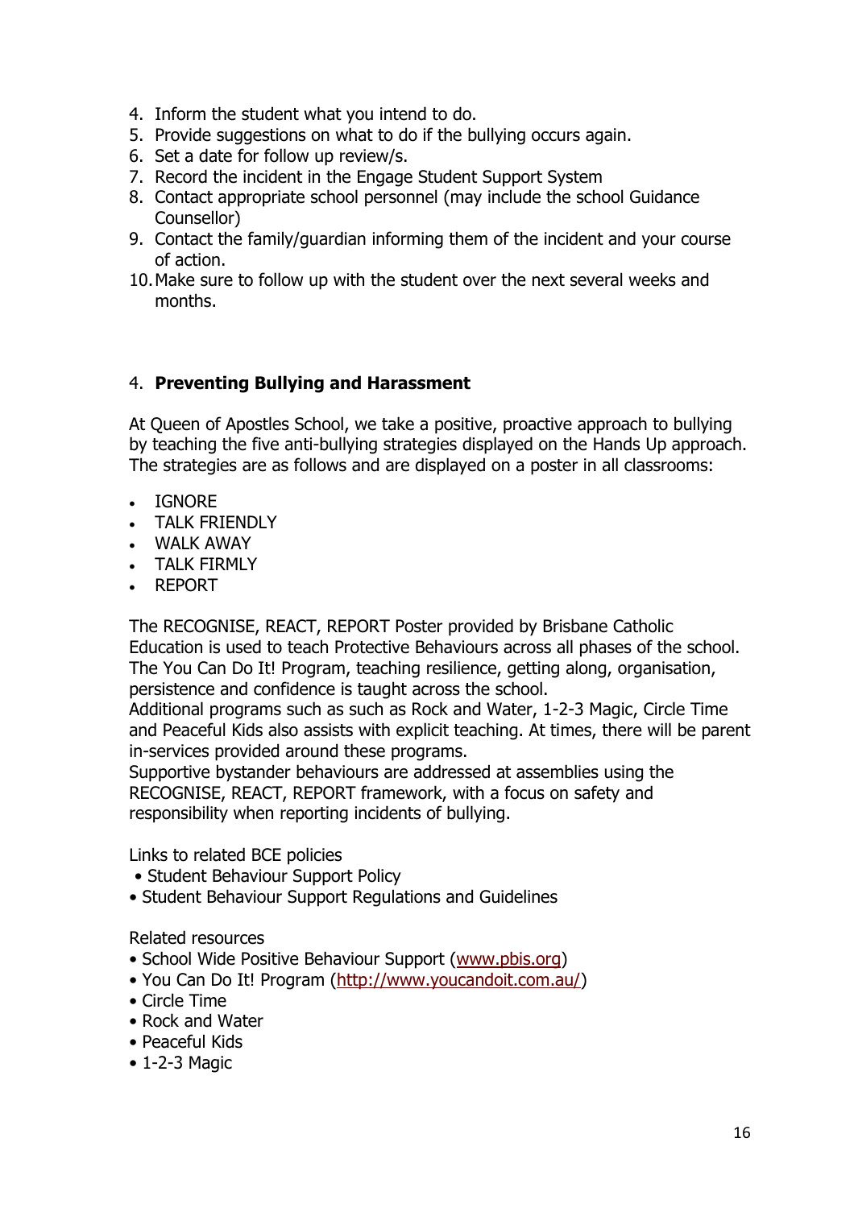4. Inform the student what you intend to do.
5. Provide suggestions on what to do if the bullying occurs again.
6. Set a date for follow up review/s.
7. Record the incident in the Engage Student Support System
8. Contact appropriate school personnel (may include the school Guidance Counsellor)
9. Contact the family/guardian informing them of the incident and your course of action.
10. Make sure to follow up with the student over the next several weeks and months.

## 4. **Preventing Bullying and Harassment**

At Queen of Apostles School, we take a positive, proactive approach to bullying by teaching the five anti-bullying strategies displayed on the Hands Up approach. The strategies are as follows and are displayed on a poster in all classrooms:

- IGNORE
- TALK FRIENDLY
- WALK AWAY
- TALK FIRMLY
- REPORT

The RECOGNISE, REACT, REPORT Poster provided by Brisbane Catholic Education is used to teach Protective Behaviours across all phases of the school. The You Can Do It! Program, teaching resilience, getting along, organisation, persistence and confidence is taught across the school.
Additional programs such as such as Rock and Water, 1-2-3 Magic, Circle Time and Peaceful Kids also assists with explicit teaching. At times, there will be parent in-services provided around these programs.
Supportive bystander behaviours are addressed at assemblies using the RECOGNISE, REACT, REPORT framework, with a focus on safety and responsibility when reporting incidents of bullying.

Links to related BCE policies

- Student Behaviour Support Policy
- Student Behaviour Support Regulations and Guidelines

Related resources

- School Wide Positive Behaviour Support ([www.pbis.org](www.pbis.org))
- You Can Do It! Program ([http://www.youcandoit.com.au/](http://www.youcandoit.com.au/))
- Circle Time
- Rock and Water
- Peaceful Kids
- 1-2-3 Magic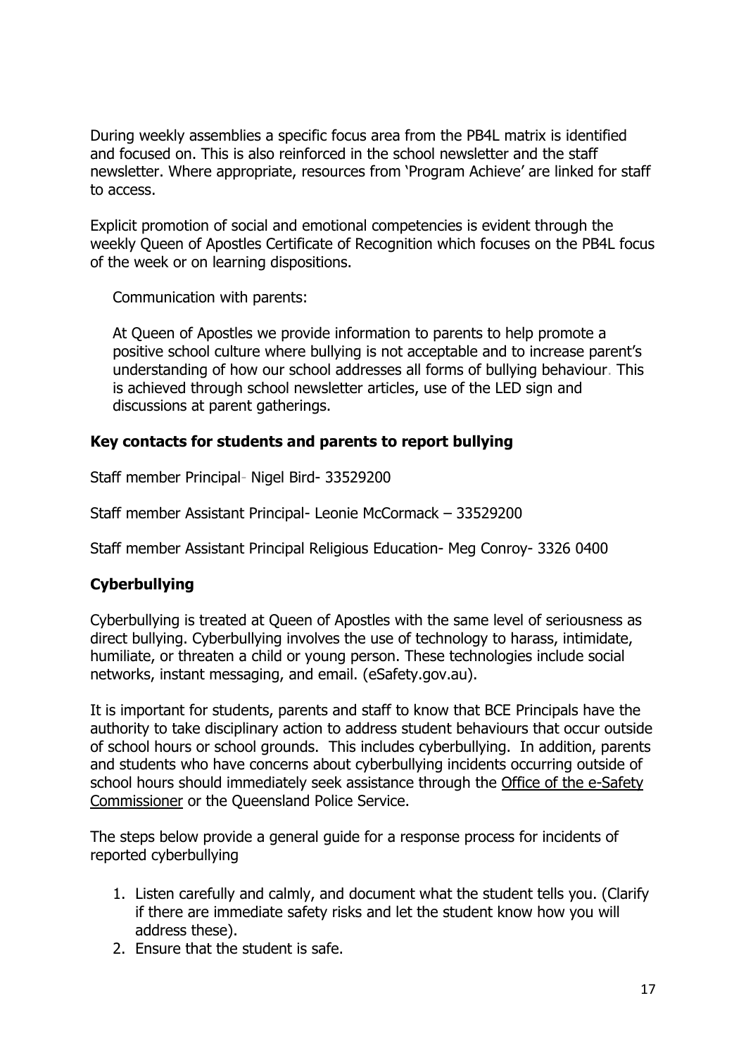During weekly assemblies a specific focus area from the PB4L matrix is identified and focused on. This is also reinforced in the school newsletter and the staff newsletter. Where appropriate, resources from 'Program Achieve' are linked for staff to access.

Explicit promotion of social and emotional competencies is evident through the weekly Queen of Apostles Certificate of Recognition which focuses on the PB4L focus of the week or on learning dispositions.

Communication with parents:

At Queen of Apostles we provide information to parents to help promote a positive school culture where bullying is not acceptable and to increase parent's understanding of how our school addresses all forms of bullying behaviour. This is achieved through school newsletter articles, use of the LED sign and discussions at parent gatherings.

**Key contacts for students and parents to report bullying**

Staff member Principal- Nigel Bird- 33529200

Staff member Assistant Principal- Leonie McCormack – 33529200

Staff member Assistant Principal Religious Education- Meg Conroy- 3326 0400

**Cyberbullying**

Cyberbullying is treated at Queen of Apostles with the same level of seriousness as direct bullying. Cyberbullying involves the use of technology to harass, intimidate, humiliate, or threaten a child or young person. These technologies include social networks, instant messaging, and email. (eSafety.gov.au).

It is important for students, parents and staff to know that BCE Principals have the authority to take disciplinary action to address student behaviours that occur outside of school hours or school grounds. This includes cyberbullying. In addition, parents and students who have concerns about cyberbullying incidents occurring outside of school hours should immediately seek assistance through the Office of the e-Safety Commissioner or the Queensland Police Service.

The steps below provide a general guide for a response process for incidents of reported cyberbullying

1. Listen carefully and calmly, and document what the student tells you. (Clarify if there are immediate safety risks and let the student know how you will address these).
2. Ensure that the student is safe.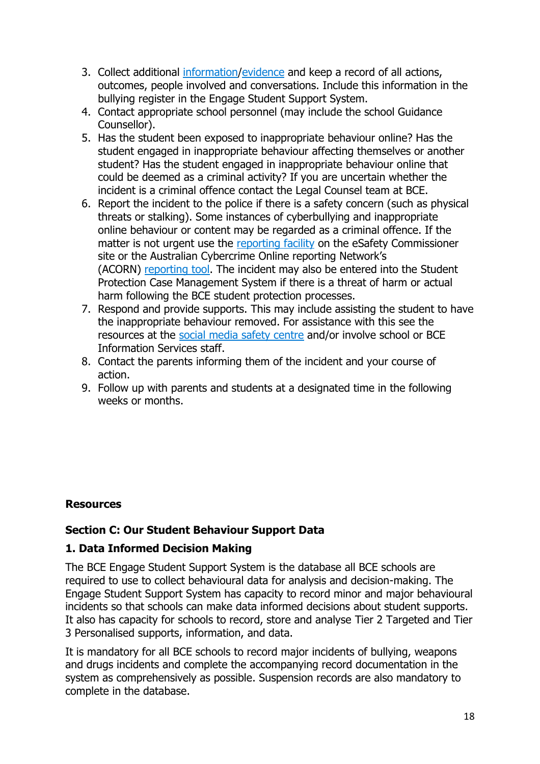3. Collect additional information/evidence and keep a record of all actions, outcomes, people involved and conversations. Include this information in the bullying register in the Engage Student Support System.
4. Contact appropriate school personnel (may include the school Guidance Counsellor).
5. Has the student been exposed to inappropriate behaviour online? Has the student engaged in inappropriate behaviour affecting themselves or another student? Has the student engaged in inappropriate behaviour online that could be deemed as a criminal activity? If you are uncertain whether the incident is a criminal offence contact the Legal Counsel team at BCE.
6. Report the incident to the police if there is a safety concern (such as physical threats or stalking). Some instances of cyberbullying and inappropriate online behaviour or content may be regarded as a criminal offence. If the matter is not urgent use the reporting facility on the eSafety Commissioner site or the Australian Cybercrime Online reporting Network's (ACORN) reporting tool. The incident may also be entered into the Student Protection Case Management System if there is a threat of harm or actual harm following the BCE student protection processes.
7. Respond and provide supports. This may include assisting the student to have the inappropriate behaviour removed. For assistance with this see the resources at the social media safety centre and/or involve school or BCE Information Services staff.
8. Contact the parents informing them of the incident and your course of action.
9. Follow up with parents and students at a designated time in the following weeks or months.

**Resources**

## Section C: Our Student Behaviour Support Data

### 1. Data Informed Decision Making

The BCE Engage Student Support System is the database all BCE schools are required to use to collect behavioural data for analysis and decision-making. The Engage Student Support System has capacity to record minor and major behavioural incidents so that schools can make data informed decisions about student supports. It also has capacity for schools to record, store and analyse Tier 2 Targeted and Tier 3 Personalised supports, information, and data.

It is mandatory for all BCE schools to record major incidents of bullying, weapons and drugs incidents and complete the accompanying record documentation in the system as comprehensively as possible. Suspension records are also mandatory to complete in the database.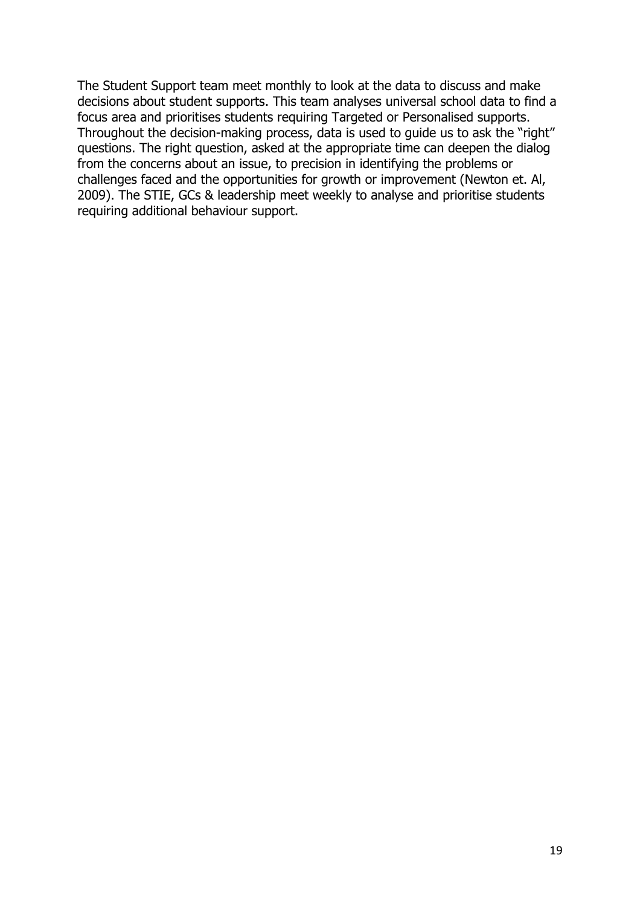The Student Support team meet monthly to look at the data to discuss and make decisions about student supports. This team analyses universal school data to find a focus area and prioritises students requiring Targeted or Personalised supports. Throughout the decision-making process, data is used to guide us to ask the "right" questions. The right question, asked at the appropriate time can deepen the dialog from the concerns about an issue, to precision in identifying the problems or challenges faced and the opportunities for growth or improvement (Newton et. Al, 2009). The STIE, GCs & leadership meet weekly to analyse and prioritise students requiring additional behaviour support.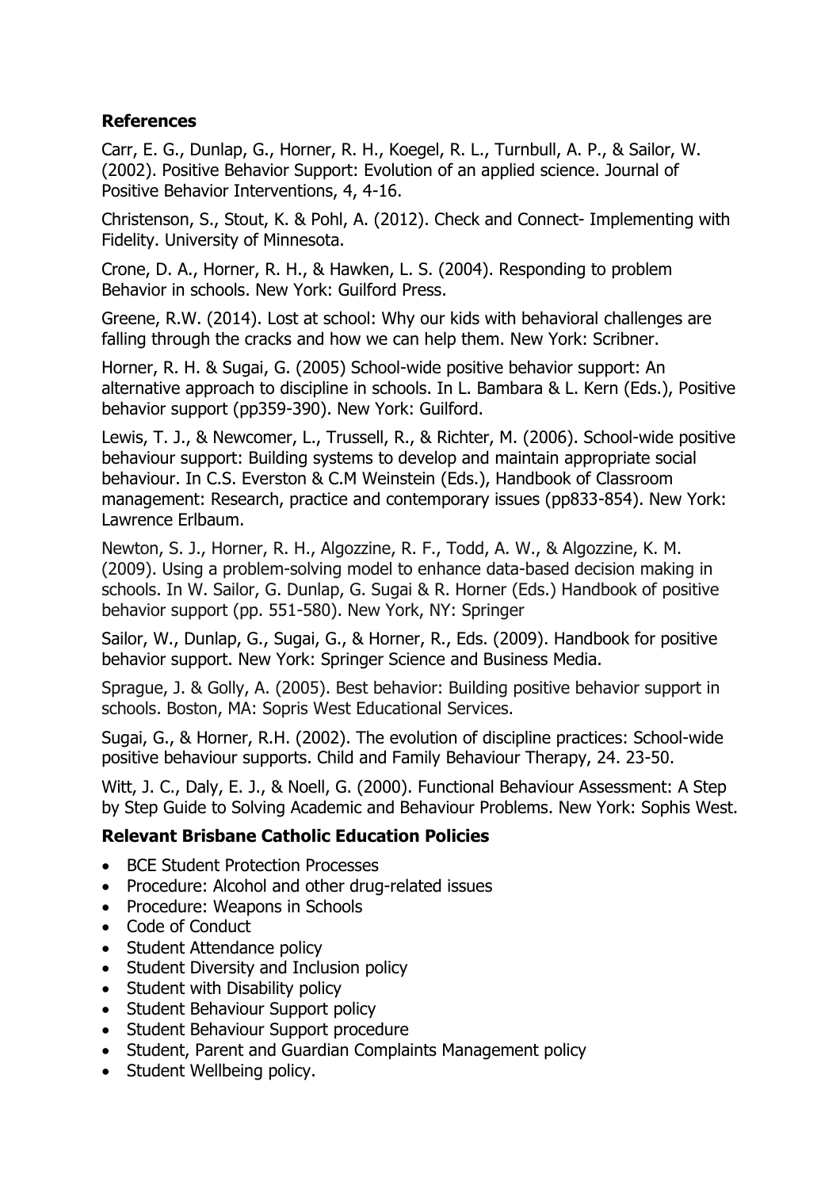## References

Carr, E. G., Dunlap, G., Horner, R. H., Koegel, R. L., Turnbull, A. P., & Sailor, W. (2002). Positive Behavior Support: Evolution of an applied science. Journal of Positive Behavior Interventions, 4, 4-16.

Christenson, S., Stout, K. & Pohl, A. (2012). Check and Connect- Implementing with Fidelity. University of Minnesota.

Crone, D. A., Horner, R. H., & Hawken, L. S. (2004). Responding to problem Behavior in schools. New York: Guilford Press.

Greene, R.W. (2014). Lost at school: Why our kids with behavioral challenges are falling through the cracks and how we can help them. New York: Scribner.

Horner, R. H. & Sugai, G. (2005) School-wide positive behavior support: An alternative approach to discipline in schools. In L. Bambara & L. Kern (Eds.), Positive behavior support (pp359-390). New York: Guilford.

Lewis, T. J., & Newcomer, L., Trussell, R., & Richter, M. (2006). School-wide positive behaviour support: Building systems to develop and maintain appropriate social behaviour. In C.S. Everston & C.M Weinstein (Eds.), Handbook of Classroom management: Research, practice and contemporary issues (pp833-854). New York: Lawrence Erlbaum.

Newton, S. J., Horner, R. H., Algozzine, R. F., Todd, A. W., & Algozzine, K. M. (2009). Using a problem-solving model to enhance data-based decision making in schools. In W. Sailor, G. Dunlap, G. Sugai & R. Horner (Eds.) Handbook of positive behavior support (pp. 551-580). New York, NY: Springer

Sailor, W., Dunlap, G., Sugai, G., & Horner, R., Eds. (2009). Handbook for positive behavior support. New York: Springer Science and Business Media.

Sprague, J. & Golly, A. (2005). Best behavior: Building positive behavior support in schools. Boston, MA: Sopris West Educational Services.

Sugai, G., & Horner, R.H. (2002). The evolution of discipline practices: School-wide positive behaviour supports. Child and Family Behaviour Therapy, 24. 23-50.

Witt, J. C., Daly, E. J., & Noell, G. (2000). Functional Behaviour Assessment: A Step by Step Guide to Solving Academic and Behaviour Problems. New York: Sophis West.

## Relevant Brisbane Catholic Education Policies

- BCE Student Protection Processes
- Procedure: Alcohol and other drug-related issues
- Procedure: Weapons in Schools
- Code of Conduct
- Student Attendance policy
- Student Diversity and Inclusion policy
- Student with Disability policy
- Student Behaviour Support policy
- Student Behaviour Support procedure
- Student, Parent and Guardian Complaints Management policy
- Student Wellbeing policy.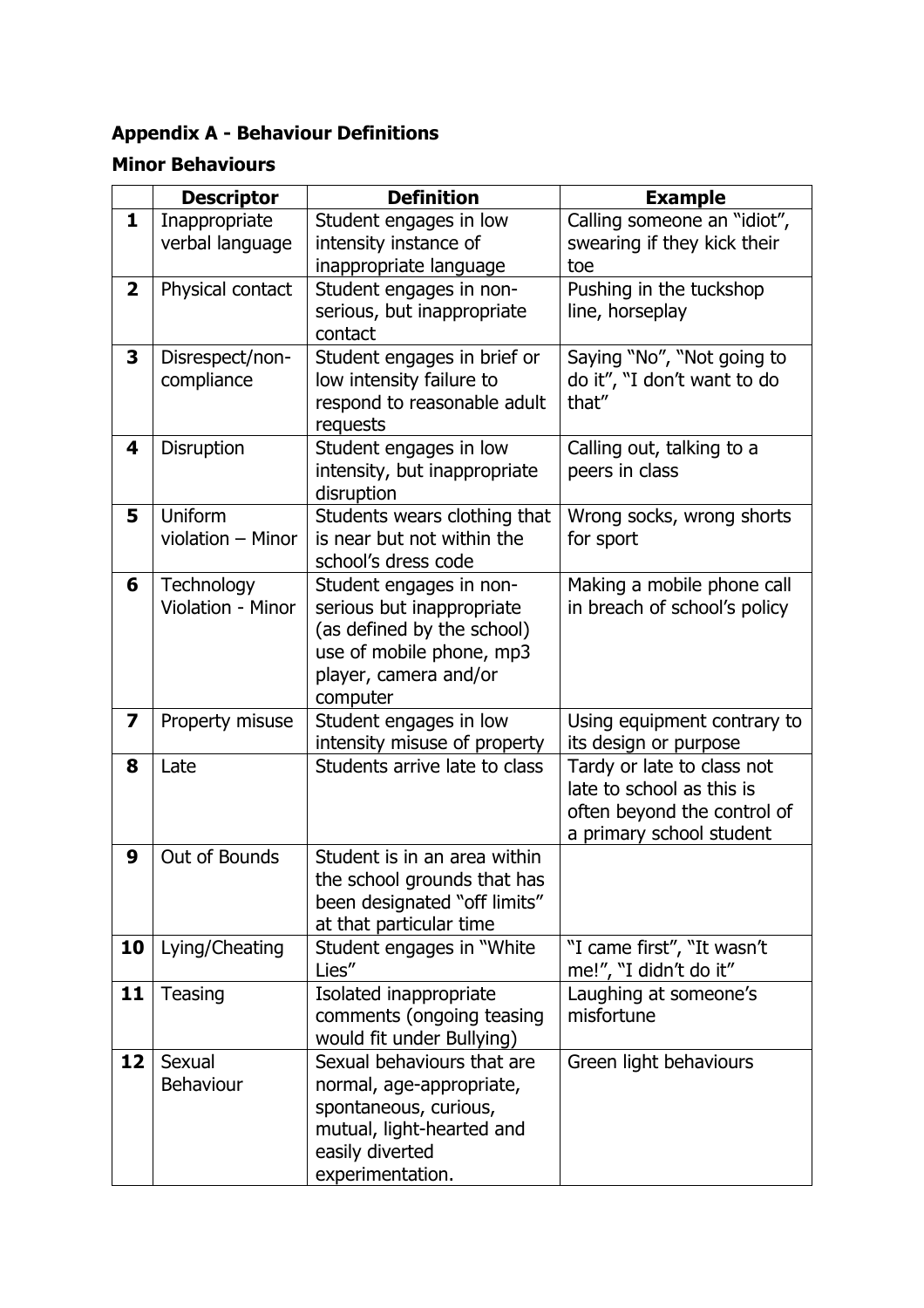## Appendix A - Behaviour Definitions

### Minor Behaviours

| | Descriptor | Definition | Example |
|---|---|---|---|
| **1** | Inappropriate verbal language | Student engages in low intensity instance of inappropriate language | Calling someone an "idiot", swearing if they kick their toe |
| **2** | Physical contact | Student engages in non-serious, but inappropriate contact | Pushing in the tuckshop line, horseplay |
| **3** | Disrespect/non-compliance | Student engages in brief or low intensity failure to respond to reasonable adult requests | Saying "No", "Not going to do it", "I don't want to do that" |
| **4** | Disruption | Student engages in low intensity, but inappropriate disruption | Calling out, talking to a peers in class |
| **5** | Uniform violation – Minor | Students wears clothing that is near but not within the school's dress code | Wrong socks, wrong shorts for sport |
| **6** | Technology Violation - Minor | Student engages in non-serious but inappropriate (as defined by the school) use of mobile phone, mp3 player, camera and/or computer | Making a mobile phone call in breach of school's policy |
| **7** | Property misuse | Student engages in low intensity misuse of property | Using equipment contrary to its design or purpose |
| **8** | Late | Students arrive late to class | Tardy or late to class not late to school as this is often beyond the control of a primary school student |
| **9** | Out of Bounds | Student is in an area within the school grounds that has been designated "off limits" at that particular time | |
| **10** | Lying/Cheating | Student engages in "White Lies" | "I came first", "It wasn't me!", "I didn't do it" |
| **11** | Teasing | Isolated inappropriate comments (ongoing teasing would fit under Bullying) | Laughing at someone's misfortune |
| **12** | Sexual Behaviour | Sexual behaviours that are normal, age-appropriate, spontaneous, curious, mutual, light-hearted and easily diverted experimentation. | Green light behaviours |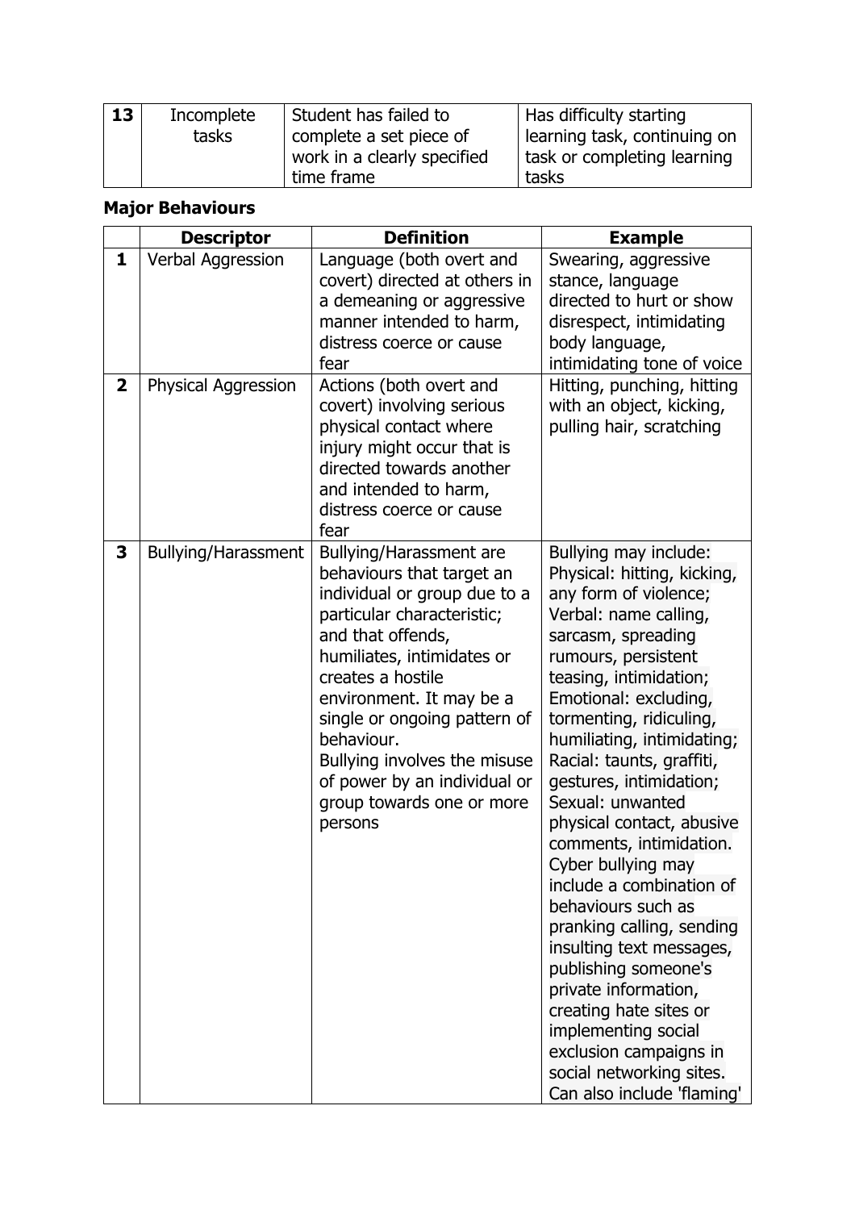| 13 | Incomplete tasks | Student has failed to complete a set piece of work in a clearly specified time frame | Has difficulty starting learning task, continuing on task or completing learning tasks |
|---|---|---|---|

**Major Behaviours**

| | Descriptor | Definition | Example |
|---|---|---|---|
| 1 | Verbal Aggression | Language (both overt and covert) directed at others in a demeaning or aggressive manner intended to harm, distress coerce or cause fear | Swearing, aggressive stance, language directed to hurt or show disrespect, intimidating body language, intimidating tone of voice |
| 2 | Physical Aggression | Actions (both overt and covert) involving serious physical contact where injury might occur that is directed towards another and intended to harm, distress coerce or cause fear | Hitting, punching, hitting with an object, kicking, pulling hair, scratching |
| 3 | Bullying/Harassment | Bullying/Harassment are behaviours that target an individual or group due to a particular characteristic; and that offends, humiliates, intimidates or creates a hostile environment. It may be a single or ongoing pattern of behaviour.<br>Bullying involves the misuse of power by an individual or group towards one or more persons | Bullying may include:<br>Physical: hitting, kicking, any form of violence;<br>Verbal: name calling, sarcasm, spreading rumours, persistent teasing, intimidation;<br>Emotional: excluding, tormenting, ridiculing, humiliating, intimidating;<br>Racial: taunts, graffiti, gestures, intimidation;<br>Sexual: unwanted physical contact, abusive comments, intimidation.<br>Cyber bullying may include a combination of behaviours such as pranking calling, sending insulting text messages, publishing someone's private information, creating hate sites or implementing social exclusion campaigns in social networking sites.<br>Can also include 'flaming' |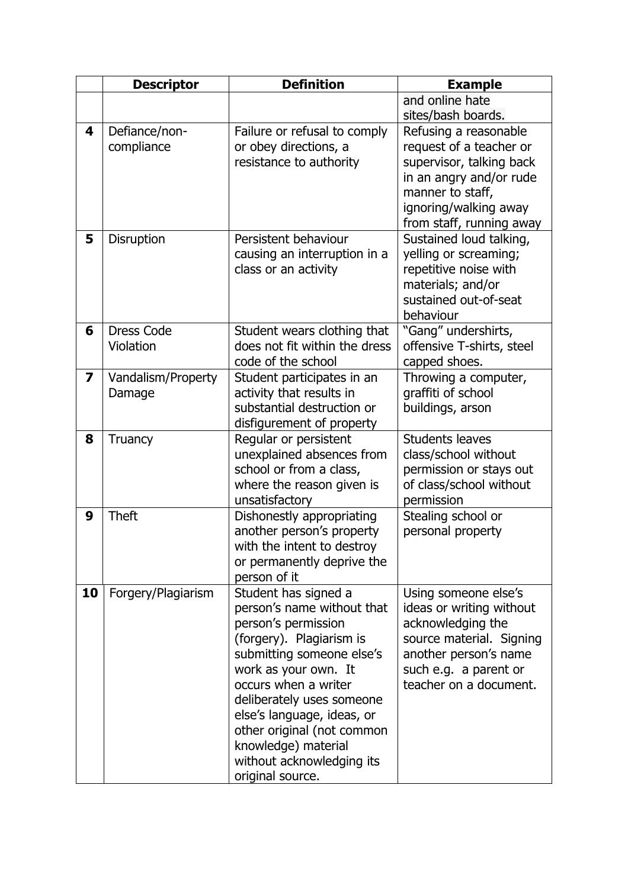| | Descriptor | Definition | Example |
|---|---|---|---|
| | | | and online hate sites/bash boards. |
| **4** | Defiance/non-compliance | Failure or refusal to comply or obey directions, a resistance to authority | Refusing a reasonable request of a teacher or supervisor, talking back in an angry and/or rude manner to staff, ignoring/walking away from staff, running away |
| **5** | Disruption | Persistent behaviour causing an interruption in a class or an activity | Sustained loud talking, yelling or screaming; repetitive noise with materials; and/or sustained out-of-seat behaviour |
| **6** | Dress Code Violation | Student wears clothing that does not fit within the dress code of the school | "Gang" undershirts, offensive T-shirts, steel capped shoes. |
| **7** | Vandalism/Property Damage | Student participates in an activity that results in substantial destruction or disfigurement of property | Throwing a computer, graffiti of school buildings, arson |
| **8** | Truancy | Regular or persistent unexplained absences from school or from a class, where the reason given is unsatisfactory | Students leaves class/school without permission or stays out of class/school without permission |
| **9** | Theft | Dishonestly appropriating another person's property with the intent to destroy or permanently deprive the person of it | Stealing school or personal property |
| **10** | Forgery/Plagiarism | Student has signed a person's name without that person's permission (forgery). Plagiarism is submitting someone else's work as your own. It occurs when a writer deliberately uses someone else's language, ideas, or other original (not common knowledge) material without acknowledging its original source. | Using someone else's ideas or writing without acknowledging the source material. Signing another person's name such e.g. a parent or teacher on a document. |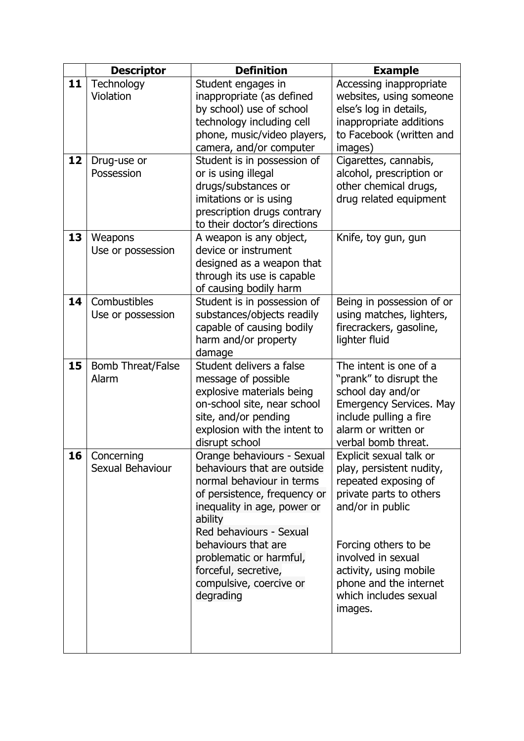| | Descriptor | Definition | Example |
|---|---|---|---|
| **11** | Technology Violation | Student engages in inappropriate (as defined by school) use of school technology including cell phone, music/video players, camera, and/or computer | Accessing inappropriate websites, using someone else's log in details, inappropriate additions to Facebook (written and images) |
| **12** | Drug-use or Possession | Student is in possession of or is using illegal drugs/substances or imitations or is using prescription drugs contrary to their doctor's directions | Cigarettes, cannabis, alcohol, prescription or other chemical drugs, drug related equipment |
| **13** | Weapons Use or possession | A weapon is any object, device or instrument designed as a weapon that through its use is capable of causing bodily harm | Knife, toy gun, gun |
| **14** | Combustibles Use or possession | Student is in possession of substances/objects readily capable of causing bodily harm and/or property damage | Being in possession of or using matches, lighters, firecrackers, gasoline, lighter fluid |
| **15** | Bomb Threat/False Alarm | Student delivers a false message of possible explosive materials being on-school site, near school site, and/or pending explosion with the intent to disrupt school | The intent is one of a "prank" to disrupt the school day and/or Emergency Services. May include pulling a fire alarm or written or verbal bomb threat. |
| **16** | Concerning Sexual Behaviour | Orange behaviours - Sexual behaviours that are outside normal behaviour in terms of persistence, frequency or inequality in age, power or ability<br>Red behaviours - Sexual behaviours that are problematic or harmful, forceful, secretive, compulsive, coercive or degrading | Explicit sexual talk or play, persistent nudity, repeated exposing of private parts to others and/or in public<br><br>Forcing others to be involved in sexual activity, using mobile phone and the internet which includes sexual images. |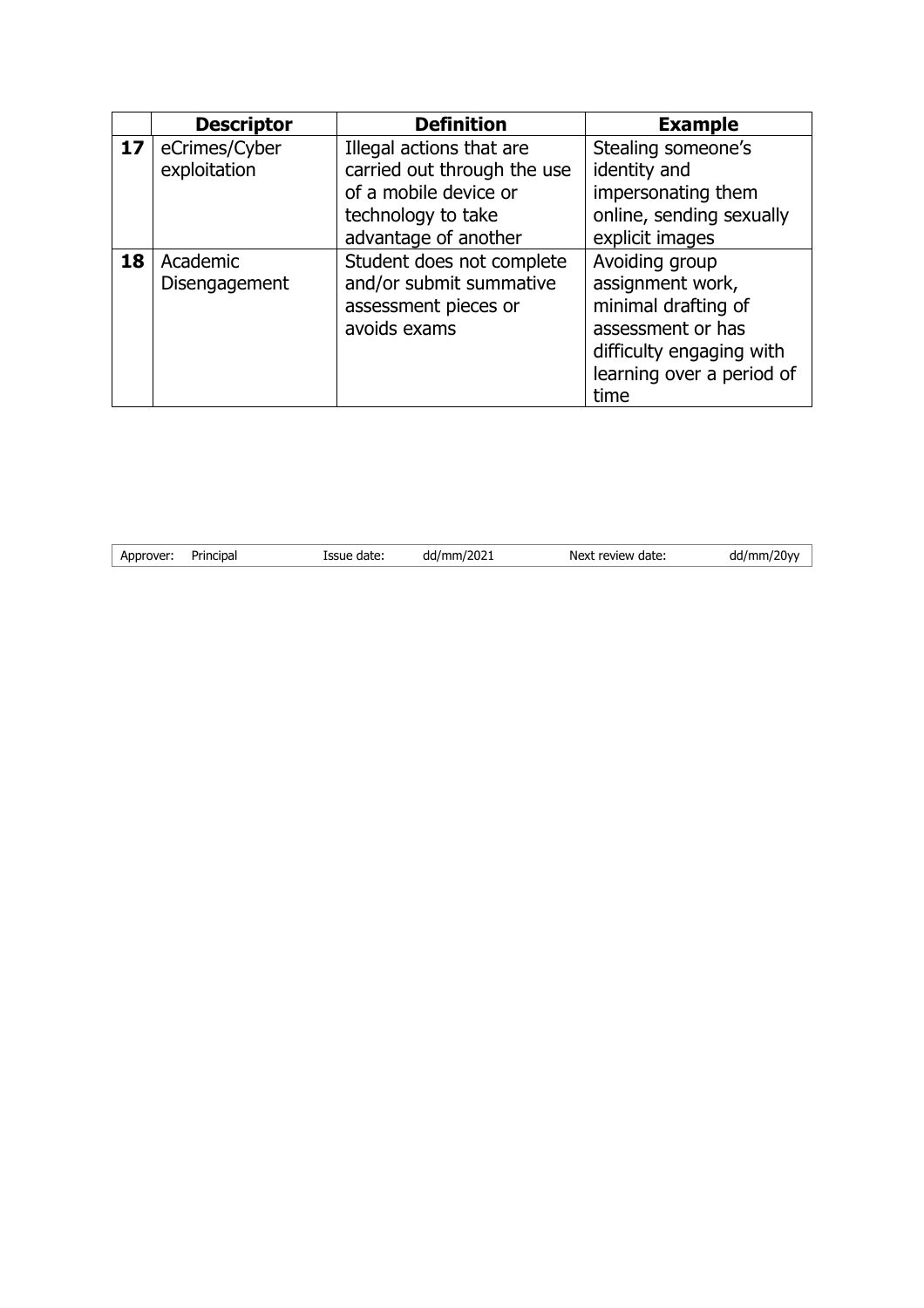| | Descriptor | Definition | Example |
|---|---|---|---|
| **17** | eCrimes/Cyber exploitation | Illegal actions that are carried out through the use of a mobile device or technology to take advantage of another | Stealing someone's identity and impersonating them online, sending sexually explicit images |
| **18** | Academic Disengagement | Student does not complete and/or submit summative assessment pieces or avoids exams | Avoiding group assignment work, minimal drafting of assessment or has difficulty engaging with learning over a period of time |

| Approver: | Principal | Issue date: | dd/mm/2021 | Next review date: | dd/mm/20yy |
|---|---|---|---|---|---|